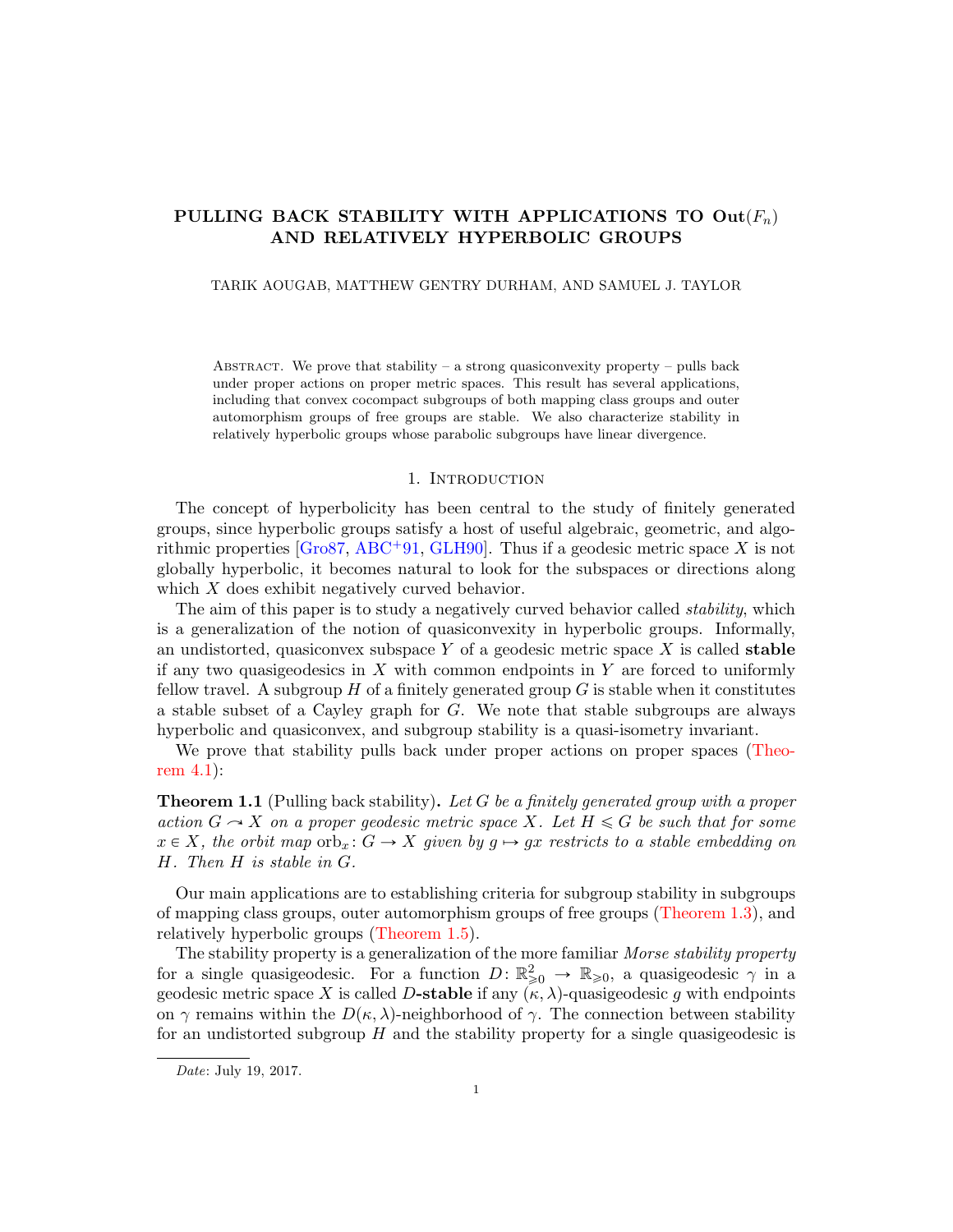# PULLING BACK STABILITY WITH APPLICATIONS TO Out($F_n$) AND RELATIVELY HYPERBOLIC GROUPS

TARIK AOUGAB, MATTHEW GENTRY DURHAM, AND SAMUEL J. TAYLOR

Abstract. We prove that stability – a strong quasiconvexity property – pulls back under proper actions on proper metric spaces. This result has several applications, including that convex cocompact subgroups of both mapping class groups and outer automorphism groups of free groups are stable. We also characterize stability in relatively hyperbolic groups whose parabolic subgroups have linear divergence.

## 1. Introduction

The concept of hyperbolicity has been central to the study of finitely generated groups, since hyperbolic groups satisfy a host of useful algebraic, geometric, and algorithmic properties [Gro87, ABC+91, GLH90]. Thus if a geodesic metric space $X$ is not globally hyperbolic, it becomes natural to look for the subspaces or directions along which $X$ does exhibit negatively curved behavior.

The aim of this paper is to study a negatively curved behavior called *stability*, which is a generalization of the notion of quasiconvexity in hyperbolic groups. Informally, an undistorted, quasiconvex subspace $Y$ of a geodesic metric space $X$ is called **stable** if any two quasigeodesics in $X$ with common endpoints in $Y$ are forced to uniformly fellow travel. A subgroup $H$ of a finitely generated group $G$ is stable when it constitutes a stable subset of a Cayley graph for $G$. We note that stable subgroups are always hyperbolic and quasiconvex, and subgroup stability is a quasi-isometry invariant.

We prove that stability pulls back under proper actions on proper spaces (Theorem 4.1):

**Theorem 1.1** (Pulling back stability)**.** *Let $G$ be a finitely generated group with a proper action $G \curvearrowright X$ on a proper geodesic metric space $X$. Let $H \leqslant G$ be such that for some $x \in X$, the orbit map $\mathrm{orb}_x \colon G \to X$ given by $g \mapsto gx$ restricts to a stable embedding on $H$. Then $H$ is stable in $G$.*

Our main applications are to establishing criteria for subgroup stability in subgroups of mapping class groups, outer automorphism groups of free groups (Theorem 1.3), and relatively hyperbolic groups (Theorem 1.5).

The stability property is a generalization of the more familiar *Morse stability property* for a single quasigeodesic. For a function $D \colon \mathbb{R}^2_{\geqslant 0} \to \mathbb{R}_{\geqslant 0}$, a quasigeodesic $\gamma$ in a geodesic metric space $X$ is called **$D$-stable** if any $(\kappa, \lambda)$-quasigeodesic $g$ with endpoints on $\gamma$ remains within the $D(\kappa, \lambda)$-neighborhood of $\gamma$. The connection between stability for an undistorted subgroup $H$ and the stability property for a single quasigeodesic is

*Date*: July 19, 2017.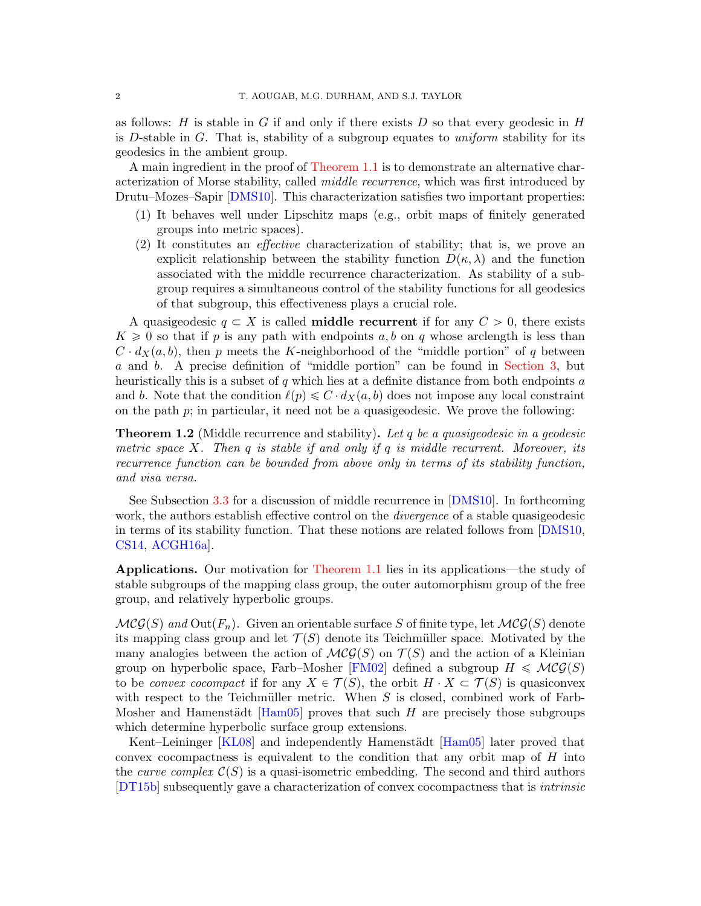as follows: $H$ is stable in $G$ if and only if there exists $D$ so that every geodesic in $H$ is $D$-stable in $G$. That is, stability of a subgroup equates to *uniform* stability for its geodesics in the ambient group.

A main ingredient in the proof of Theorem 1.1 is to demonstrate an alternative characterization of Morse stability, called *middle recurrence*, which was first introduced by Drutu–Mozes–Sapir [DMS10]. This characterization satisfies two important properties:

1. It behaves well under Lipschitz maps (e.g., orbit maps of finitely generated groups into metric spaces).
2. It constitutes an *effective* characterization of stability; that is, we prove an explicit relationship between the stability function $D(\kappa, \lambda)$ and the function associated with the middle recurrence characterization. As stability of a subgroup requires a simultaneous control of the stability functions for all geodesics of that subgroup, this effectiveness plays a crucial role.

A quasigeodesic $q \subset X$ is called **middle recurrent** if for any $C > 0$, there exists $K \geqslant 0$ so that if $p$ is any path with endpoints $a, b$ on $q$ whose arclength is less than $C \cdot d_X(a, b)$, then $p$ meets the $K$-neighborhood of the "middle portion" of $q$ between $a$ and $b$. A precise definition of "middle portion" can be found in Section 3, but heuristically this is a subset of $q$ which lies at a definite distance from both endpoints $a$ and $b$. Note that the condition $\ell(p) \leqslant C \cdot d_X(a, b)$ does not impose any local constraint on the path $p$; in particular, it need not be a quasigeodesic. We prove the following:

**Theorem 1.2** (Middle recurrence and stability)**.** *Let $q$ be a quasigeodesic in a geodesic metric space $X$. Then $q$ is stable if and only if $q$ is middle recurrent. Moreover, its recurrence function can be bounded from above only in terms of its stability function, and visa versa.*

See Subsection 3.3 for a discussion of middle recurrence in [DMS10]. In forthcoming work, the authors establish effective control on the *divergence* of a stable quasigeodesic in terms of its stability function. That these notions are related follows from [DMS10, CS14, ACGH16a].

**Applications.** Our motivation for Theorem 1.1 lies in its applications—the study of stable subgroups of the mapping class group, the outer automorphism group of the free group, and relatively hyperbolic groups.

*$\mathcal{MCG}(S)$ and $\mathrm{Out}(F_n)$.* Given an orientable surface $S$ of finite type, let $\mathcal{MCG}(S)$ denote its mapping class group and let $\mathcal{T}(S)$ denote its Teichmüller space. Motivated by the many analogies between the action of $\mathcal{MCG}(S)$ on $\mathcal{T}(S)$ and the action of a Kleinian group on hyperbolic space, Farb–Mosher [FM02] defined a subgroup $H \leqslant \mathcal{MCG}(S)$ to be *convex cocompact* if for any $X \in \mathcal{T}(S)$, the orbit $H \cdot X \subset \mathcal{T}(S)$ is quasiconvex with respect to the Teichmüller metric. When $S$ is closed, combined work of Farb-Mosher and Hamenstädt [Ham05] proves that such $H$ are precisely those subgroups which determine hyperbolic surface group extensions.

Kent–Leininger [KL08] and independently Hamenstädt [Ham05] later proved that convex cocompactness is equivalent to the condition that any orbit map of $H$ into the *curve complex* $\mathcal{C}(S)$ is a quasi-isometric embedding. The second and third authors [DT15b] subsequently gave a characterization of convex cocompactness that is *intrinsic*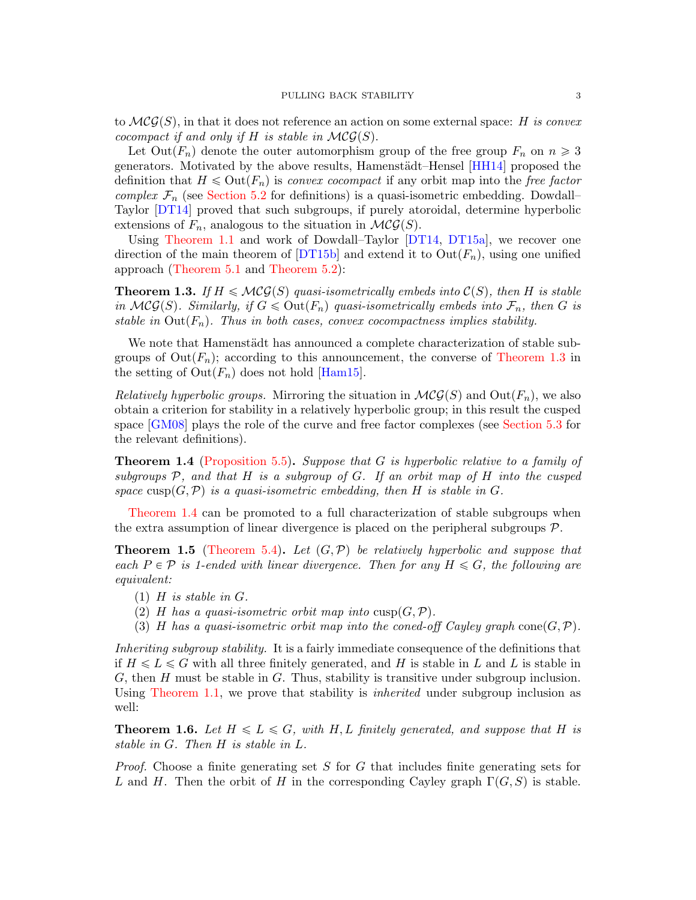to $\mathcal{MCG}(S)$, in that it does not reference an action on some external space: *$H$ is convex cocompact if and only if $H$ is stable in $\mathcal{MCG}(S)$.*

Let $\mathrm{Out}(F_n)$ denote the outer automorphism group of the free group $F_n$ on $n \geqslant 3$ generators. Motivated by the above results, Hamenstädt–Hensel [HH14] proposed the definition that $H \leqslant \mathrm{Out}(F_n)$ is *convex cocompact* if any orbit map into the *free factor complex* $\mathcal{F}_n$ (see Section 5.2 for definitions) is a quasi-isometric embedding. Dowdall–Taylor [DT14] proved that such subgroups, if purely atoroidal, determine hyperbolic extensions of $F_n$, analogous to the situation in $\mathcal{MCG}(S)$.

Using Theorem 1.1 and work of Dowdall–Taylor [DT14, DT15a], we recover one direction of the main theorem of [DT15b] and extend it to $\mathrm{Out}(F_n)$, using one unified approach (Theorem 5.1 and Theorem 5.2):

**Theorem 1.3.** *If $H \leqslant \mathcal{MCG}(S)$ quasi-isometrically embeds into $\mathcal{C}(S)$, then $H$ is stable in $\mathcal{MCG}(S)$. Similarly, if $G \leqslant \mathrm{Out}(F_n)$ quasi-isometrically embeds into $\mathcal{F}_n$, then $G$ is stable in $\mathrm{Out}(F_n)$. Thus in both cases, convex cocompactness implies stability.*

We note that Hamenstädt has announced a complete characterization of stable subgroups of $\mathrm{Out}(F_n)$; according to this announcement, the converse of Theorem 1.3 in the setting of $\mathrm{Out}(F_n)$ does not hold [Ham15].

*Relatively hyperbolic groups.* Mirroring the situation in $\mathcal{MCG}(S)$ and $\mathrm{Out}(F_n)$, we also obtain a criterion for stability in a relatively hyperbolic group; in this result the cusped space [GM08] plays the role of the curve and free factor complexes (see Section 5.3 for the relevant definitions).

**Theorem 1.4** (Proposition 5.5)**.** *Suppose that $G$ is hyperbolic relative to a family of subgroups $\mathcal{P}$, and that $H$ is a subgroup of $G$. If an orbit map of $H$ into the cusped space $\mathrm{cusp}(G, \mathcal{P})$ is a quasi-isometric embedding, then $H$ is stable in $G$.*

Theorem 1.4 can be promoted to a full characterization of stable subgroups when the extra assumption of linear divergence is placed on the peripheral subgroups $\mathcal{P}$.

**Theorem 1.5** (Theorem 5.4)**.** *Let $(G, \mathcal{P})$ be relatively hyperbolic and suppose that each $P \in \mathcal{P}$ is 1-ended with linear divergence. Then for any $H \leqslant G$, the following are equivalent:*

1. *$H$ is stable in $G$.*
2. *$H$ has a quasi-isometric orbit map into $\mathrm{cusp}(G, \mathcal{P})$.*
3. *$H$ has a quasi-isometric orbit map into the coned-off Cayley graph $\mathrm{cone}(G, \mathcal{P})$.*

*Inheriting subgroup stability.* It is a fairly immediate consequence of the definitions that if $H \leqslant L \leqslant G$ with all three finitely generated, and $H$ is stable in $L$ and $L$ is stable in $G$, then $H$ must be stable in $G$. Thus, stability is transitive under subgroup inclusion. Using Theorem 1.1, we prove that stability is *inherited* under subgroup inclusion as well:

**Theorem 1.6.** *Let $H \leqslant L \leqslant G$, with $H, L$ finitely generated, and suppose that $H$ is stable in $G$. Then $H$ is stable in $L$.*

*Proof.* Choose a finite generating set $S$ for $G$ that includes finite generating sets for $L$ and $H$. Then the orbit of $H$ in the corresponding Cayley graph $\Gamma(G, S)$ is stable.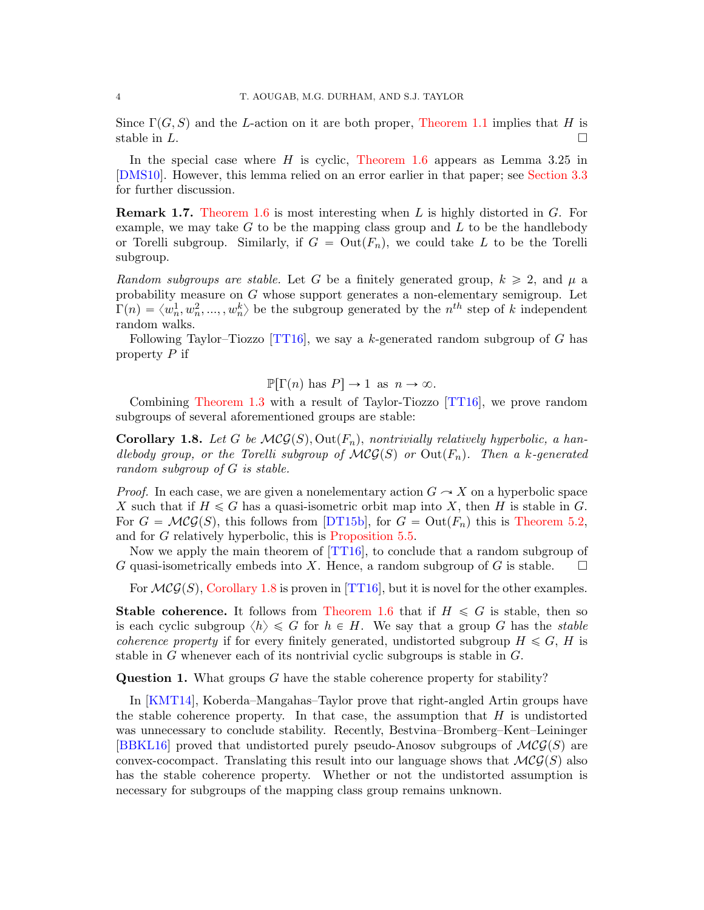Since $\Gamma(G, S)$ and the $L$-action on it are both proper, Theorem 1.1 implies that $H$ is stable in $L$. □

In the special case where $H$ is cyclic, Theorem 1.6 appears as Lemma 3.25 in [DMS10]. However, this lemma relied on an error earlier in that paper; see Section 3.3 for further discussion.

**Remark 1.7.** Theorem 1.6 is most interesting when $L$ is highly distorted in $G$. For example, we may take $G$ to be the mapping class group and $L$ to be the handlebody or Torelli subgroup. Similarly, if $G = \mathrm{Out}(F_n)$, we could take $L$ to be the Torelli subgroup.

*Random subgroups are stable.* Let $G$ be a finitely generated group, $k \geqslant 2$, and $\mu$ a probability measure on $G$ whose support generates a non-elementary semigroup. Let $\Gamma(n) = \langle w_n^1, w_n^2, ..., , w_n^k \rangle$ be the subgroup generated by the $n^{th}$ step of $k$ independent random walks.

Following Taylor–Tiozzo [TT16], we say a $k$-generated random subgroup of $G$ has property $P$ if

$$\mathbb{P}[\Gamma(n) \text{ has } P] \to 1 \text{ as } n \to \infty.$$

Combining Theorem 1.3 with a result of Taylor-Tiozzo [TT16], we prove random subgroups of several aforementioned groups are stable:

**Corollary 1.8.** *Let $G$ be $\mathcal{MCG}(S), \mathrm{Out}(F_n)$, nontrivially relatively hyperbolic, a handlebody group, or the Torelli subgroup of $\mathcal{MCG}(S)$ or $\mathrm{Out}(F_n)$. Then a $k$-generated random subgroup of $G$ is stable.*

*Proof.* In each case, we are given a nonelementary action $G \curvearrowright X$ on a hyperbolic space $X$ such that if $H \leqslant G$ has a quasi-isometric orbit map into $X$, then $H$ is stable in $G$. For $G = \mathcal{MCG}(S)$, this follows from [DT15b], for $G = \mathrm{Out}(F_n)$ this is Theorem 5.2, and for $G$ relatively hyperbolic, this is Proposition 5.5.

Now we apply the main theorem of [TT16], to conclude that a random subgroup of $G$ quasi-isometrically embeds into $X$. Hence, a random subgroup of $G$ is stable. □

For $\mathcal{MCG}(S)$, Corollary 1.8 is proven in [TT16], but it is novel for the other examples.

**Stable coherence.** It follows from Theorem 1.6 that if $H \leqslant G$ is stable, then so is each cyclic subgroup $\langle h \rangle \leqslant G$ for $h \in H$. We say that a group $G$ has the *stable coherence property* if for every finitely generated, undistorted subgroup $H \leqslant G$, $H$ is stable in $G$ whenever each of its nontrivial cyclic subgroups is stable in $G$.

**Question 1.** What groups $G$ have the stable coherence property for stability?

In [KMT14], Koberda–Mangahas–Taylor prove that right-angled Artin groups have the stable coherence property. In that case, the assumption that $H$ is undistorted was unnecessary to conclude stability. Recently, Bestvina–Bromberg–Kent–Leininger [BBKL16] proved that undistorted purely pseudo-Anosov subgroups of $\mathcal{MCG}(S)$ are convex-cocompact. Translating this result into our language shows that $\mathcal{MCG}(S)$ also has the stable coherence property. Whether or not the undistorted assumption is necessary for subgroups of the mapping class group remains unknown.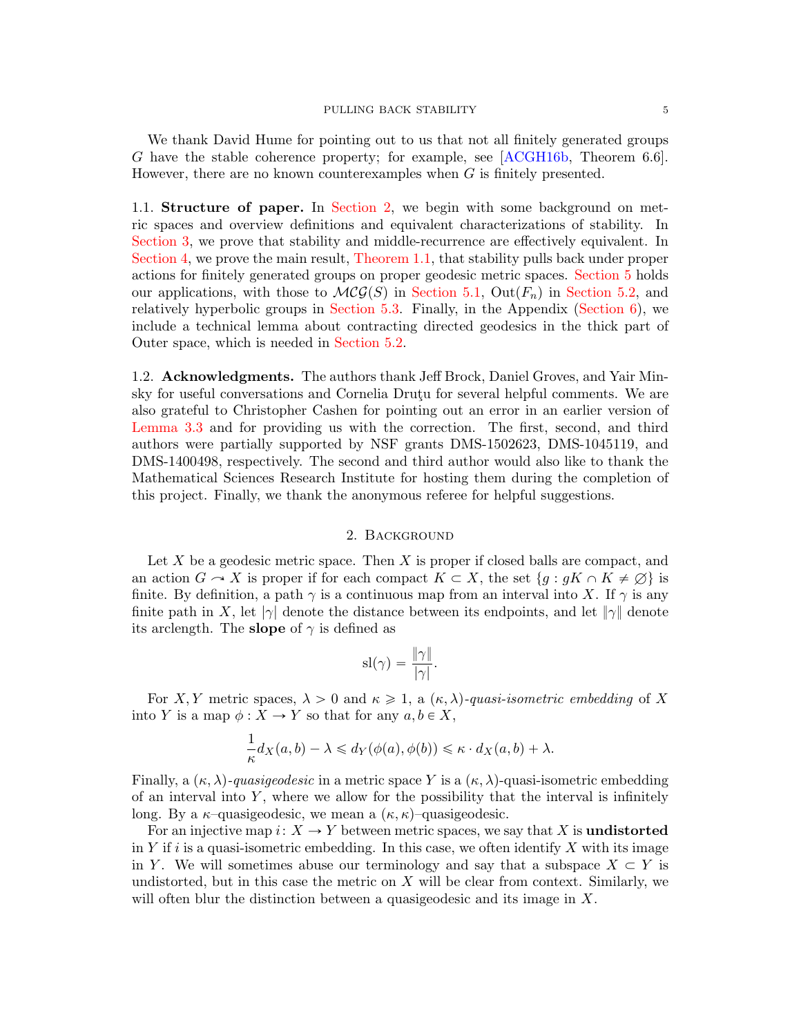We thank David Hume for pointing out to us that not all finitely generated groups $G$ have the stable coherence property; for example, see [ACGH16b, Theorem 6.6]. However, there are no known counterexamples when $G$ is finitely presented.

1.1. **Structure of paper.** In Section 2, we begin with some background on metric spaces and overview definitions and equivalent characterizations of stability. In Section 3, we prove that stability and middle-recurrence are effectively equivalent. In Section 4, we prove the main result, Theorem 1.1, that stability pulls back under proper actions for finitely generated groups on proper geodesic metric spaces. Section 5 holds our applications, with those to $\mathcal{MCG}(S)$ in Section 5.1, $\mathrm{Out}(F_n)$ in Section 5.2, and relatively hyperbolic groups in Section 5.3. Finally, in the Appendix (Section 6), we include a technical lemma about contracting directed geodesics in the thick part of Outer space, which is needed in Section 5.2.

1.2. **Acknowledgments.** The authors thank Jeff Brock, Daniel Groves, and Yair Minsky for useful conversations and Cornelia Druţu for several helpful comments. We are also grateful to Christopher Cashen for pointing out an error in an earlier version of Lemma 3.3 and for providing us with the correction. The first, second, and third authors were partially supported by NSF grants DMS-1502623, DMS-1045119, and DMS-1400498, respectively. The second and third author would also like to thank the Mathematical Sciences Research Institute for hosting them during the completion of this project. Finally, we thank the anonymous referee for helpful suggestions.

## 2. Background

Let $X$ be a geodesic metric space. Then $X$ is proper if closed balls are compact, and an action $G \curvearrowright X$ is proper if for each compact $K \subset X$, the set $\{g : gK \cap K \neq \varnothing\}$ is finite. By definition, a path $\gamma$ is a continuous map from an interval into $X$. If $\gamma$ is any finite path in $X$, let $|\gamma|$ denote the distance between its endpoints, and let $\|\gamma\|$ denote its arclength. The **slope** of $\gamma$ is defined as

$$\mathrm{sl}(\gamma) = \frac{\|\gamma\|}{|\gamma|}.$$

For $X, Y$ metric spaces, $\lambda > 0$ and $\kappa \geqslant 1$, a $(\kappa, \lambda)$-*quasi-isometric embedding* of $X$ into $Y$ is a map $\phi : X \to Y$ so that for any $a, b \in X$,

$$\frac{1}{\kappa} d_X(a,b) - \lambda \leqslant d_Y(\phi(a), \phi(b)) \leqslant \kappa \cdot d_X(a,b) + \lambda.$$

Finally, a $(\kappa, \lambda)$-*quasigeodesic* in a metric space $Y$ is a $(\kappa, \lambda)$-quasi-isometric embedding of an interval into $Y$, where we allow for the possibility that the interval is infinitely long. By a $\kappa$–quasigeodesic, we mean a $(\kappa, \kappa)$–quasigeodesic.

For an injective map $i : X \to Y$ between metric spaces, we say that $X$ is **undistorted** in $Y$ if $i$ is a quasi-isometric embedding. In this case, we often identify $X$ with its image in $Y$. We will sometimes abuse our terminology and say that a subspace $X \subset Y$ is undistorted, but in this case the metric on $X$ will be clear from context. Similarly, we will often blur the distinction between a quasigeodesic and its image in $X$.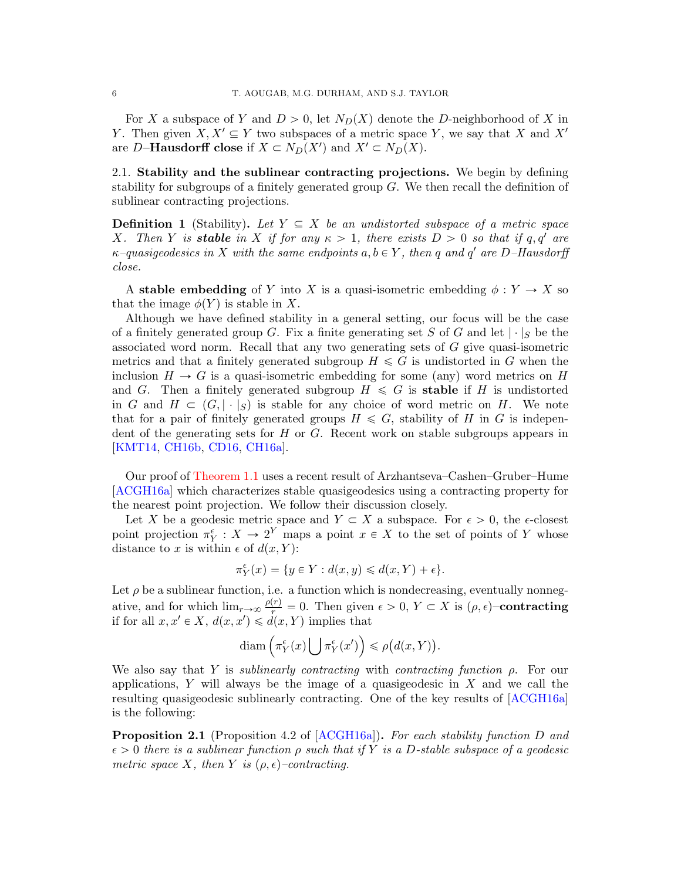For $X$ a subspace of $Y$ and $D > 0$, let $N_D(X)$ denote the $D$-neighborhood of $X$ in $Y$. Then given $X, X' \subseteq Y$ two subspaces of a metric space $Y$, we say that $X$ and $X'$ are $D$–**Hausdorff close** if $X \subset N_D(X')$ and $X' \subset N_D(X)$.

### 2.1. Stability and the sublinear contracting projections.

We begin by defining stability for subgroups of a finitely generated group $G$. We then recall the definition of sublinear contracting projections.

**Definition 1** (Stability)**.** *Let $Y \subseteq X$ be an undistorted subspace of a metric space $X$. Then $Y$ is **stable** in $X$ if for any $\kappa > 1$, there exists $D > 0$ so that if $q, q'$ are $\kappa$–quasigeodesics in $X$ with the same endpoints $a, b \in Y$, then $q$ and $q'$ are $D$–Hausdorff close.*

A **stable embedding** of $Y$ into $X$ is a quasi-isometric embedding $\phi : Y \to X$ so that the image $\phi(Y)$ is stable in $X$.

Although we have defined stability in a general setting, our focus will be the case of a finitely generated group $G$. Fix a finite generating set $S$ of $G$ and let $|\cdot|_S$ be the associated word norm. Recall that any two generating sets of $G$ give quasi-isometric metrics and that a finitely generated subgroup $H \leqslant G$ is undistorted in $G$ when the inclusion $H \to G$ is a quasi-isometric embedding for some (any) word metrics on $H$ and $G$. Then a finitely generated subgroup $H \leqslant G$ is **stable** if $H$ is undistorted in $G$ and $H \subset (G, |\cdot|_S)$ is stable for any choice of word metric on $H$. We note that for a pair of finitely generated groups $H \leqslant G$, stability of $H$ in $G$ is independent of the generating sets for $H$ or $G$. Recent work on stable subgroups appears in [KMT14, CH16b, CD16, CH16a].

Our proof of Theorem 1.1 uses a recent result of Arzhantseva–Cashen–Gruber–Hume [ACGH16a] which characterizes stable quasigeodesics using a contracting property for the nearest point projection. We follow their discussion closely.

Let $X$ be a geodesic metric space and $Y \subset X$ a subspace. For $\epsilon > 0$, the $\epsilon$-closest point projection $\pi_Y^\epsilon : X \to 2^Y$ maps a point $x \in X$ to the set of points of $Y$ whose distance to $x$ is within $\epsilon$ of $d(x, Y)$:

$$\pi_Y^\epsilon(x) = \{y \in Y : d(x, y) \leqslant d(x, Y) + \epsilon\}.$$

Let $\rho$ be a sublinear function, i.e. a function which is nondecreasing, eventually nonnegative, and for which $\lim_{r\to\infty} \frac{\rho(r)}{r} = 0$. Then given $\epsilon > 0$, $Y \subset X$ is $(\rho, \epsilon)$–**contracting** if for all $x, x' \in X$, $d(x, x') \leqslant d(x, Y)$ implies that

$$\operatorname{diam}\left(\pi_Y^\epsilon(x) \bigcup \pi_Y^\epsilon(x')\right) \leqslant \rho\big(d(x, Y)\big).$$

We also say that $Y$ is *sublinearly contracting* with *contracting function* $\rho$. For our applications, $Y$ will always be the image of a quasigeodesic in $X$ and we call the resulting quasigeodesic sublinearly contracting. One of the key results of [ACGH16a] is the following:

**Proposition 2.1** (Proposition 4.2 of [ACGH16a])**.** *For each stability function $D$ and $\epsilon > 0$ there is a sublinear function $\rho$ such that if $Y$ is a $D$-stable subspace of a geodesic metric space $X$, then $Y$ is $(\rho, \epsilon)$–contracting.*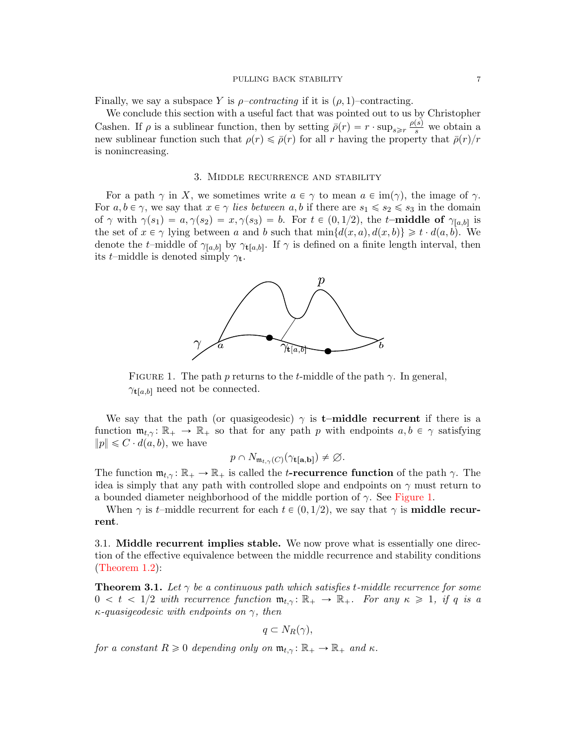Finally, we say a subspace $Y$ is *$\rho$–contracting* if it is $(\rho, 1)$–contracting.

We conclude this section with a useful fact that was pointed out to us by Christopher Cashen. If $\rho$ is a sublinear function, then by setting $\bar{\rho}(r) = r \cdot \sup_{s \geqslant r} \frac{\rho(s)}{s}$ we obtain a new sublinear function such that $\rho(r) \leqslant \bar{\rho}(r)$ for all $r$ having the property that $\bar{\rho}(r)/r$ is nonincreasing.

## 3. Middle recurrence and stability

For a path $\gamma$ in $X$, we sometimes write $a \in \gamma$ to mean $a \in \text{im}(\gamma)$, the image of $\gamma$. For $a, b \in \gamma$, we say that $x \in \gamma$ *lies between* $a, b$ if there are $s_1 \leqslant s_2 \leqslant s_3$ in the domain of $\gamma$ with $\gamma(s_1) = a, \gamma(s_2) = x, \gamma(s_3) = b$. For $t \in (0, 1/2)$, the $t$–**middle of** $\gamma_{[a,b]}$ is the set of $x \in \gamma$ lying between $a$ and $b$ such that $\min\{d(x,a), d(x,b)\} \geqslant t \cdot d(a,b)$. We denote the $t$–middle of $\gamma_{[a,b]}$ by $\gamma_{\mathbf{t}[a,b]}$. If $\gamma$ is defined on a finite length interval, then its $t$–middle is denoted simply $\gamma_{\mathbf{t}}$.

Figure 1. The path $p$ returns to the $t$-middle of the path $\gamma$. In general, $\gamma_{\mathbf{t}[a,b]}$ need not be connected.

We say that the path (or quasigeodesic) $\gamma$ is **t–middle recurrent** if there is a function $\mathfrak{m}_{t,\gamma} \colon \mathbb{R}_+ \to \mathbb{R}_+$ so that for any path $p$ with endpoints $a, b \in \gamma$ satisfying $\|p\| \leqslant C \cdot d(a,b)$, we have

$$p \cap N_{\mathfrak{m}_{t,\gamma}(C)}(\gamma_{\mathbf{t[a,b]}}) \neq \varnothing.$$

The function $\mathfrak{m}_{t,\gamma} \colon \mathbb{R}_+ \to \mathbb{R}_+$ is called the ***t*-recurrence function** of the path $\gamma$. The idea is simply that any path with controlled slope and endpoints on $\gamma$ must return to a bounded diameter neighborhood of the middle portion of $\gamma$. See Figure 1.

When $\gamma$ is $t$–middle recurrent for each $t \in (0, 1/2)$, we say that $\gamma$ is **middle recurrent**.

### 3.1. Middle recurrent implies stable.

We now prove what is essentially one direction of the effective equivalence between the middle recurrence and stability conditions (Theorem 1.2):

**Theorem 3.1.** *Let $\gamma$ be a continuous path which satisfies $t$-middle recurrence for some $0 < t < 1/2$ with recurrence function $\mathfrak{m}_{t,\gamma} \colon \mathbb{R}_+ \to \mathbb{R}_+$. For any $\kappa \geqslant 1$, if $q$ is a $\kappa$-quasigeodesic with endpoints on $\gamma$, then*

$$q \subset N_R(\gamma),$$

*for a constant $R \geqslant 0$ depending only on $\mathfrak{m}_{t,\gamma} \colon \mathbb{R}_+ \to \mathbb{R}_+$ and $\kappa$.*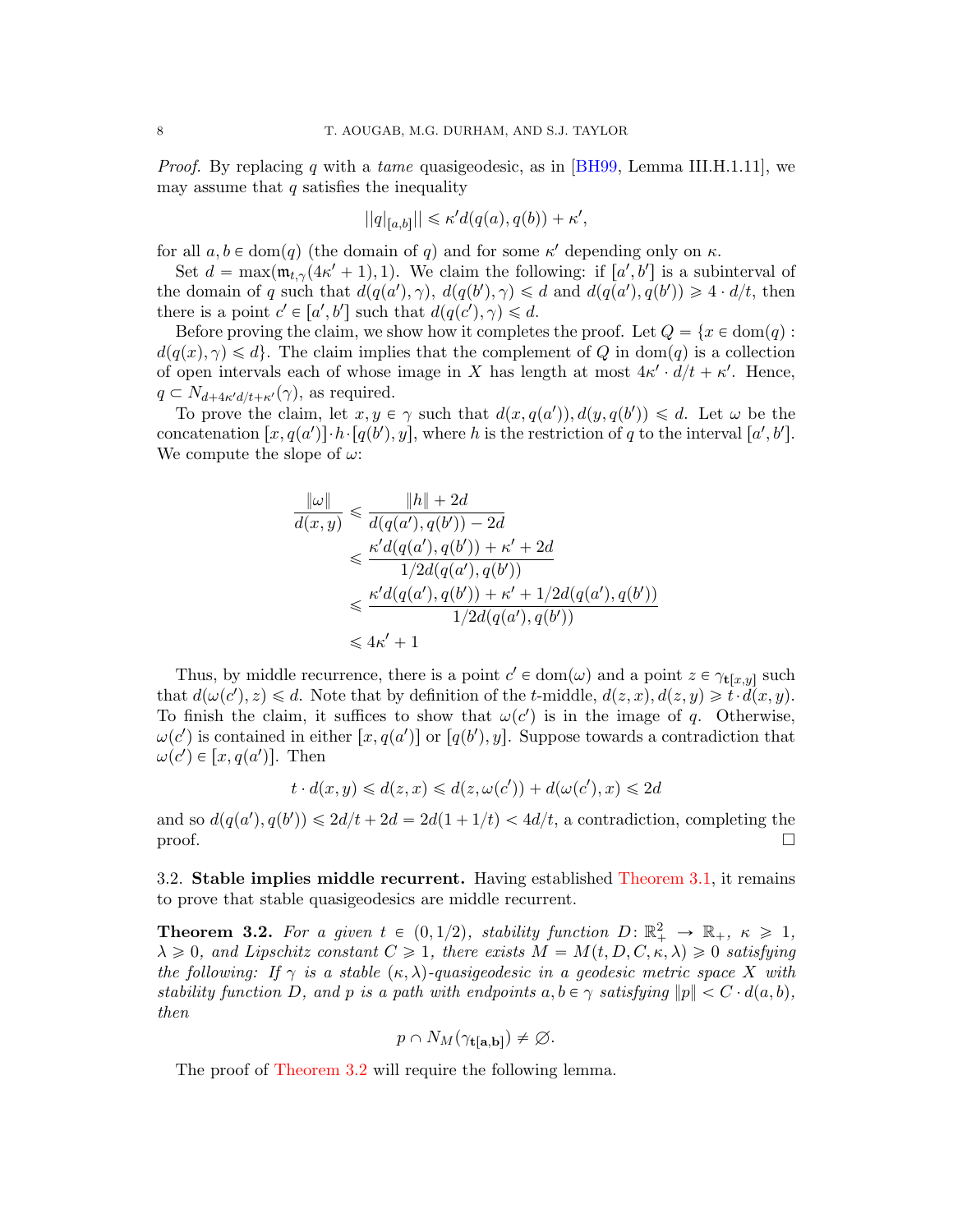*Proof.* By replacing $q$ with a *tame* quasigeodesic, as in [BH99, Lemma III.H.1.11], we may assume that $q$ satisfies the inequality

$$||q|_{[a,b]}|| \leqslant \kappa' d(q(a), q(b)) + \kappa',$$

for all $a, b \in \mathrm{dom}(q)$ (the domain of $q$) and for some $\kappa'$ depending only on $\kappa$.

Set $d = \max(\mathfrak{m}_{t,\gamma}(4\kappa'+1), 1)$. We claim the following: if $[a', b']$ is a subinterval of the domain of $q$ such that $d(q(a'), \gamma)$, $d(q(b'), \gamma) \leqslant d$ and $d(q(a'), q(b')) \geqslant 4 \cdot d/t$, then there is a point $c' \in [a', b']$ such that $d(q(c'), \gamma) \leqslant d$.

Before proving the claim, we show how it completes the proof. Let $Q = \{x \in \mathrm{dom}(q) : d(q(x), \gamma) \leqslant d\}$. The claim implies that the complement of $Q$ in $\mathrm{dom}(q)$ is a collection of open intervals each of whose image in $X$ has length at most $4\kappa' \cdot d/t + \kappa'$. Hence, $q \subset N_{d+4\kappa' d/t+\kappa'}(\gamma)$, as required.

To prove the claim, let $x, y \in \gamma$ such that $d(x, q(a')), d(y, q(b')) \leqslant d$. Let $\omega$ be the concatenation $[x, q(a')] \cdot h \cdot [q(b'), y]$, where $h$ is the restriction of $q$ to the interval $[a', b']$. We compute the slope of $\omega$:

$$\begin{aligned}
\frac{\|\omega\|}{d(x,y)} &\leqslant \frac{\|h\| + 2d}{d(q(a'), q(b')) - 2d} \\
&\leqslant \frac{\kappa' d(q(a'), q(b')) + \kappa' + 2d}{1/2 d(q(a'), q(b'))} \\
&\leqslant \frac{\kappa' d(q(a'), q(b')) + \kappa' + 1/2 d(q(a'), q(b'))}{1/2 d(q(a'), q(b'))} \\
&\leqslant 4\kappa' + 1
\end{aligned}$$

Thus, by middle recurrence, there is a point $c' \in \mathrm{dom}(\omega)$ and a point $z \in \gamma_{\mathbf{t}[x,y]}$ such that $d(\omega(c'), z) \leqslant d$. Note that by definition of the $t$-middle, $d(z, x), d(z, y) \geqslant t \cdot d(x, y)$. To finish the claim, it suffices to show that $\omega(c')$ is in the image of $q$. Otherwise, $\omega(c')$ is contained in either $[x, q(a')]$ or $[q(b'), y]$. Suppose towards a contradiction that $\omega(c') \in [x, q(a')]$. Then

$$t \cdot d(x, y) \leqslant d(z, x) \leqslant d(z, \omega(c')) + d(\omega(c'), x) \leqslant 2d$$

and so $d(q(a'), q(b')) \leqslant 2d/t + 2d = 2d(1 + 1/t) < 4d/t$, a contradiction, completing the proof. $\square$

**3.2. Stable implies middle recurrent.** Having established Theorem 3.1, it remains to prove that stable quasigeodesics are middle recurrent.

**Theorem 3.2.** *For a given $t \in (0, 1/2)$, stability function $D\colon \mathbb{R}_+^2 \to \mathbb{R}_+$, $\kappa \geqslant 1$, $\lambda \geqslant 0$, and Lipschitz constant $C \geqslant 1$, there exists $M = M(t, D, C, \kappa, \lambda) \geqslant 0$ satisfying the following: If $\gamma$ is a stable $(\kappa, \lambda)$-quasigeodesic in a geodesic metric space $X$ with stability function $D$, and $p$ is a path with endpoints $a, b \in \gamma$ satisfying $\|p\| < C \cdot d(a, b)$, then*

$$p \cap N_M(\gamma_{\mathbf{t}[\mathbf{a},\mathbf{b}]}) \neq \varnothing.$$

The proof of Theorem 3.2 will require the following lemma.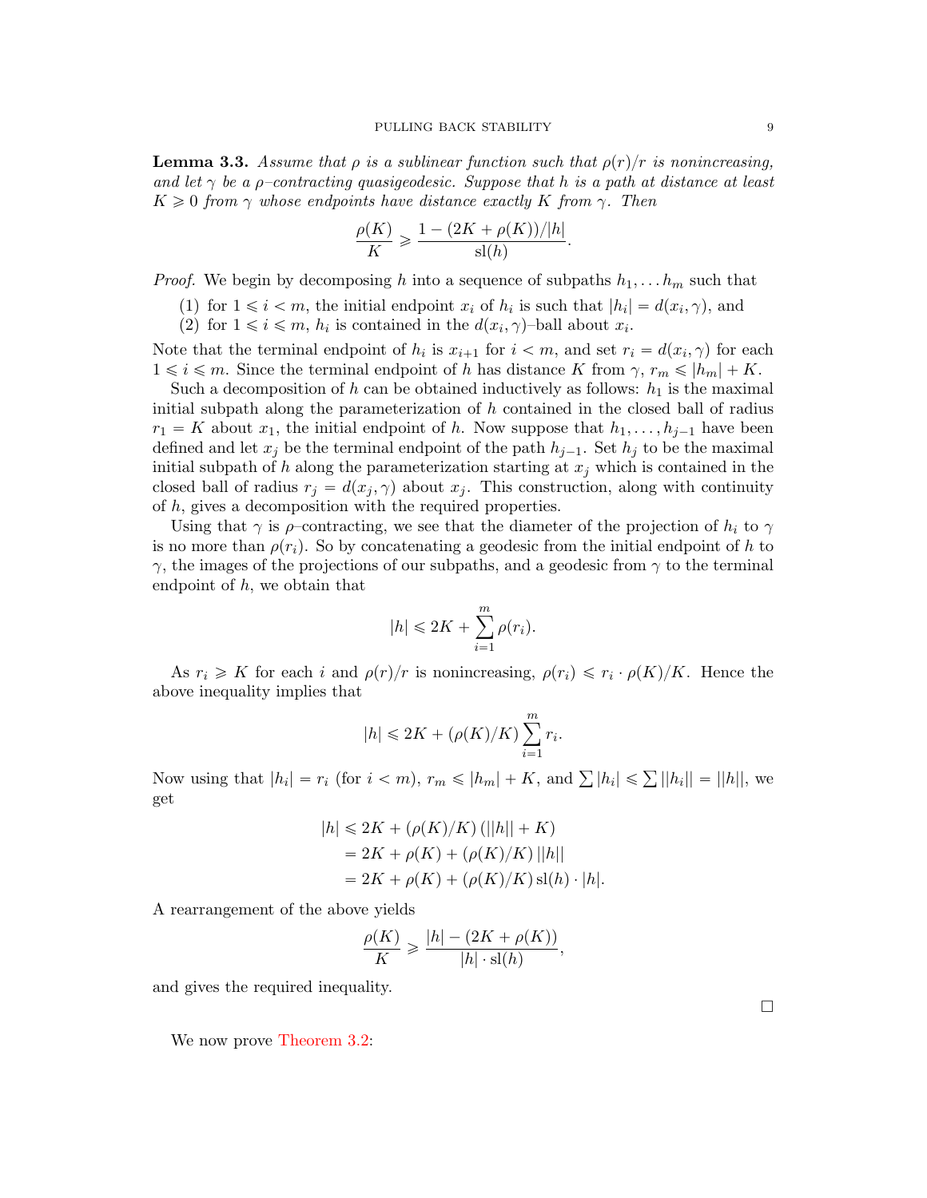**Lemma 3.3.** *Assume that $\rho$ is a sublinear function such that $\rho(r)/r$ is nonincreasing, and let $\gamma$ be a $\rho$–contracting quasigeodesic. Suppose that $h$ is a path at distance at least $K \geqslant 0$ from $\gamma$ whose endpoints have distance exactly $K$ from $\gamma$. Then*

$$\frac{\rho(K)}{K} \geqslant \frac{1 - (2K + \rho(K))/|h|}{\mathrm{sl}(h)}.$$

*Proof.* We begin by decomposing $h$ into a sequence of subpaths $h_1, \ldots h_m$ such that

1. for $1 \leqslant i < m$, the initial endpoint $x_i$ of $h_i$ is such that $|h_i| = d(x_i, \gamma)$, and
2. for $1 \leqslant i \leqslant m$, $h_i$ is contained in the $d(x_i, \gamma)$–ball about $x_i$.

Note that the terminal endpoint of $h_i$ is $x_{i+1}$ for $i < m$, and set $r_i = d(x_i, \gamma)$ for each $1 \leqslant i \leqslant m$. Since the terminal endpoint of $h$ has distance $K$ from $\gamma$, $r_m \leqslant |h_m| + K$.

Such a decomposition of $h$ can be obtained inductively as follows: $h_1$ is the maximal initial subpath along the parameterization of $h$ contained in the closed ball of radius $r_1 = K$ about $x_1$, the initial endpoint of $h$. Now suppose that $h_1, \ldots, h_{j-1}$ have been defined and let $x_j$ be the terminal endpoint of the path $h_{j-1}$. Set $h_j$ to be the maximal initial subpath of $h$ along the parameterization starting at $x_j$ which is contained in the closed ball of radius $r_j = d(x_j, \gamma)$ about $x_j$. This construction, along with continuity of $h$, gives a decomposition with the required properties.

Using that $\gamma$ is $\rho$–contracting, we see that the diameter of the projection of $h_i$ to $\gamma$ is no more than $\rho(r_i)$. So by concatenating a geodesic from the initial endpoint of $h$ to $\gamma$, the images of the projections of our subpaths, and a geodesic from $\gamma$ to the terminal endpoint of $h$, we obtain that

$$|h| \leqslant 2K + \sum_{i=1}^{m} \rho(r_i).$$

As $r_i \geqslant K$ for each $i$ and $\rho(r)/r$ is nonincreasing, $\rho(r_i) \leqslant r_i \cdot \rho(K)/K$. Hence the above inequality implies that

$$|h| \leqslant 2K + (\rho(K)/K) \sum_{i=1}^{m} r_i.$$

Now using that $|h_i| = r_i$ (for $i < m$), $r_m \leqslant |h_m| + K$, and $\sum |h_i| \leqslant \sum ||h_i|| = ||h||$, we get

$$\begin{aligned}
|h| &\leqslant 2K + (\rho(K)/K)\,(||h|| + K) \\
&= 2K + \rho(K) + (\rho(K)/K)\,||h|| \\
&= 2K + \rho(K) + (\rho(K)/K)\,\mathrm{sl}(h) \cdot |h|.
\end{aligned}$$

A rearrangement of the above yields

$$\frac{\rho(K)}{K} \geqslant \frac{|h| - (2K + \rho(K))}{|h| \cdot \mathrm{sl}(h)},$$

and gives the required inequality.

□

We now prove Theorem 3.2: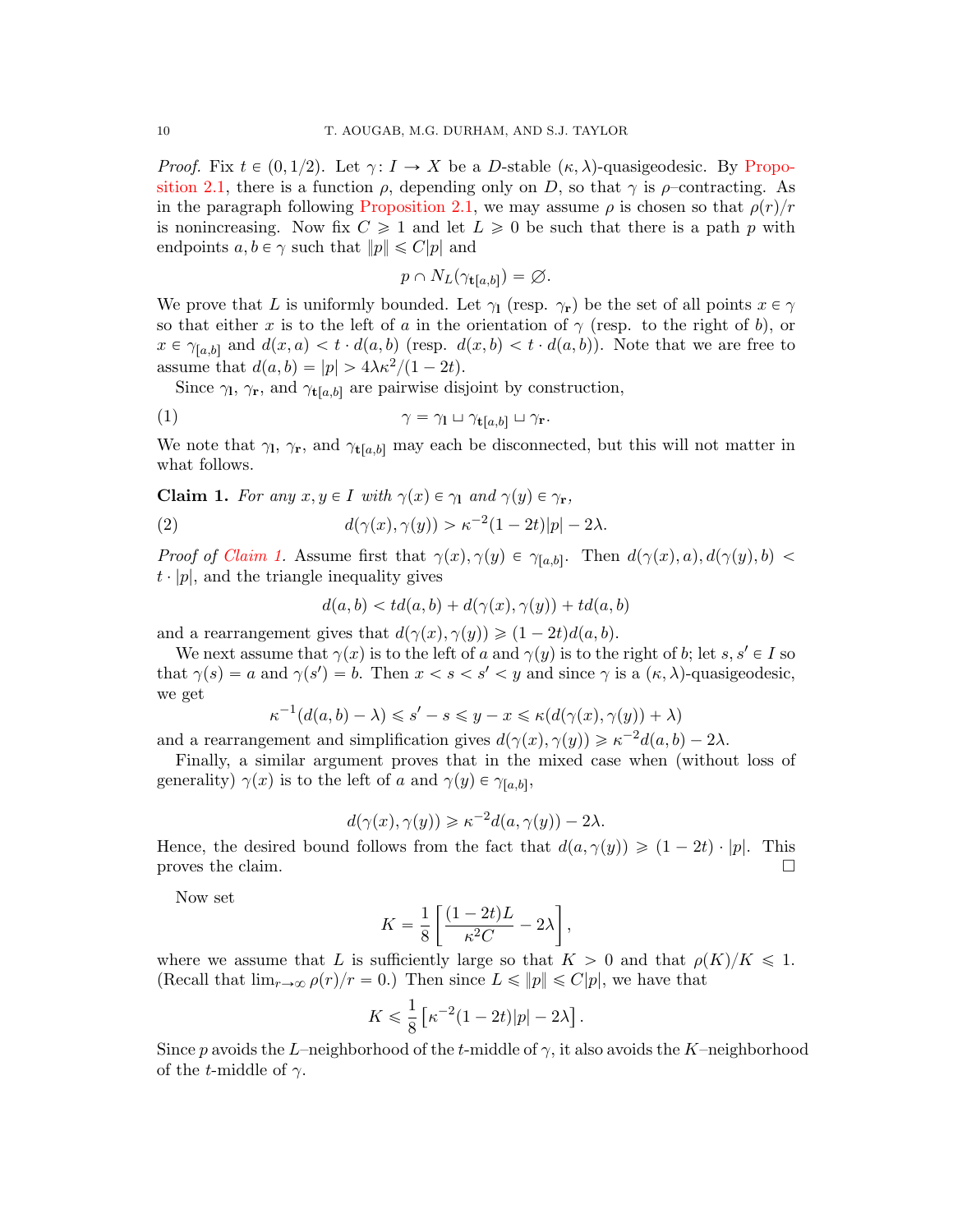*Proof.* Fix $t \in (0, 1/2)$. Let $\gamma\colon I \to X$ be a $D$-stable $(\kappa, \lambda)$-quasigeodesic. By Proposition 2.1, there is a function $\rho$, depending only on $D$, so that $\gamma$ is $\rho$–contracting. As in the paragraph following Proposition 2.1, we may assume $\rho$ is chosen so that $\rho(r)/r$ is nonincreasing. Now fix $C \geqslant 1$ and let $L \geqslant 0$ be such that there is a path $p$ with endpoints $a, b \in \gamma$ such that $\|p\| \leqslant C|p|$ and

$$p \cap N_L(\gamma_{\mathbf{t}[a,b]}) = \varnothing.$$

We prove that $L$ is uniformly bounded. Let $\gamma_{\mathbf{l}}$ (resp. $\gamma_{\mathbf{r}}$) be the set of all points $x \in \gamma$ so that either $x$ is to the left of $a$ in the orientation of $\gamma$ (resp. to the right of $b$), or $x \in \gamma_{[a,b]}$ and $d(x, a) < t \cdot d(a, b)$ (resp. $d(x, b) < t \cdot d(a, b)$). Note that we are free to assume that $d(a, b) = |p| > 4\lambda\kappa^2/(1 - 2t)$.

Since $\gamma_{\mathbf{l}}$, $\gamma_{\mathbf{r}}$, and $\gamma_{\mathbf{t}[a,b]}$ are pairwise disjoint by construction,

$$\gamma = \gamma_{\mathbf{l}} \sqcup \gamma_{\mathbf{t}[a,b]} \sqcup \gamma_{\mathbf{r}}. \tag{1}$$

We note that $\gamma_{\mathbf{l}}$, $\gamma_{\mathbf{r}}$, and $\gamma_{\mathbf{t}[a,b]}$ may each be disconnected, but this will not matter in what follows.

**Claim 1.** *For any $x, y \in I$ with $\gamma(x) \in \gamma_{\mathbf{l}}$ and $\gamma(y) \in \gamma_{\mathbf{r}}$,*

$$d(\gamma(x), \gamma(y)) > \kappa^{-2}(1 - 2t)|p| - 2\lambda. \tag{2}$$

*Proof of Claim 1.* Assume first that $\gamma(x), \gamma(y) \in \gamma_{[a,b]}$. Then $d(\gamma(x), a), d(\gamma(y), b) < t \cdot |p|$, and the triangle inequality gives

$$d(a, b) < td(a, b) + d(\gamma(x), \gamma(y)) + td(a, b)$$

and a rearrangement gives that $d(\gamma(x), \gamma(y)) \geqslant (1 - 2t)d(a, b)$.

We next assume that $\gamma(x)$ is to the left of $a$ and $\gamma(y)$ is to the right of $b$; let $s, s' \in I$ so that $\gamma(s) = a$ and $\gamma(s') = b$. Then $x < s < s' < y$ and since $\gamma$ is a $(\kappa, \lambda)$-quasigeodesic, we get

$$\kappa^{-1}(d(a, b) - \lambda) \leqslant s' - s \leqslant y - x \leqslant \kappa(d(\gamma(x), \gamma(y)) + \lambda)$$

and a rearrangement and simplification gives $d(\gamma(x), \gamma(y)) \geqslant \kappa^{-2}d(a, b) - 2\lambda$.

Finally, a similar argument proves that in the mixed case when (without loss of generality) $\gamma(x)$ is to the left of $a$ and $\gamma(y) \in \gamma_{[a,b]}$,

$$d(\gamma(x), \gamma(y)) \geqslant \kappa^{-2}d(a, \gamma(y)) - 2\lambda.$$

Hence, the desired bound follows from the fact that $d(a, \gamma(y)) \geqslant (1 - 2t) \cdot |p|$. This proves the claim. $\square$

Now set

$$K = \frac{1}{8}\left[\frac{(1 - 2t)L}{\kappa^2 C} - 2\lambda\right],$$

where we assume that $L$ is sufficiently large so that $K > 0$ and that $\rho(K)/K \leqslant 1$. (Recall that $\lim_{r\to\infty} \rho(r)/r = 0$.) Then since $L \leqslant \|p\| \leqslant C|p|$, we have that

$$K \leqslant \frac{1}{8}\left[\kappa^{-2}(1 - 2t)|p| - 2\lambda\right].$$

Since $p$ avoids the $L$–neighborhood of the $t$-middle of $\gamma$, it also avoids the $K$–neighborhood of the $t$-middle of $\gamma$.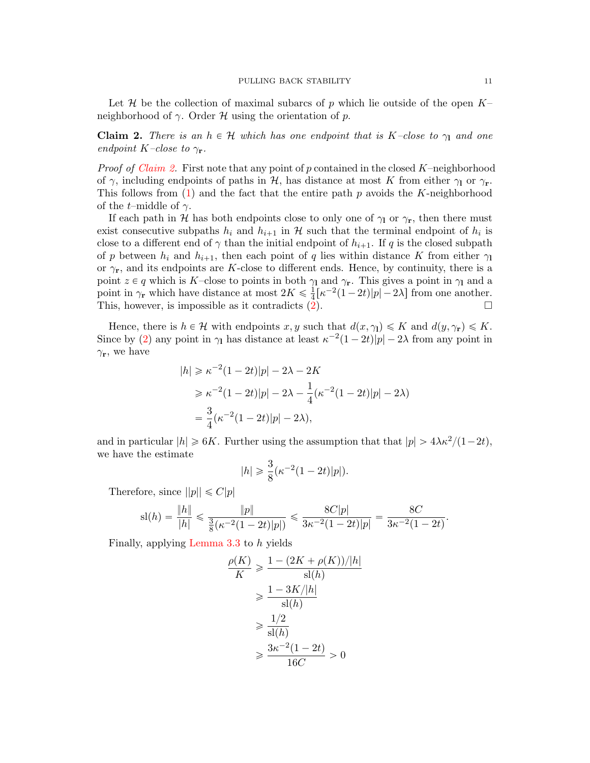Let $\mathcal{H}$ be the collection of maximal subarcs of $p$ which lie outside of the open $K$–neighborhood of $\gamma$. Order $\mathcal{H}$ using the orientation of $p$.

**Claim 2.** *There is an $h \in \mathcal{H}$ which has one endpoint that is $K$–close to $\gamma_{\mathbf{l}}$ and one endpoint $K$–close to $\gamma_{\mathbf{r}}$.*

*Proof of Claim 2.* First note that any point of $p$ contained in the closed $K$–neighborhood of $\gamma$, including endpoints of paths in $\mathcal{H}$, has distance at most $K$ from either $\gamma_{\mathbf{l}}$ or $\gamma_{\mathbf{r}}$. This follows from (1) and the fact that the entire path $p$ avoids the $K$-neighborhood of the $t$–middle of $\gamma$.

If each path in $\mathcal{H}$ has both endpoints close to only one of $\gamma_{\mathbf{l}}$ or $\gamma_{\mathbf{r}}$, then there must exist consecutive subpaths $h_i$ and $h_{i+1}$ in $\mathcal{H}$ such that the terminal endpoint of $h_i$ is close to a different end of $\gamma$ than the initial endpoint of $h_{i+1}$. If $q$ is the closed subpath of $p$ between $h_i$ and $h_{i+1}$, then each point of $q$ lies within distance $K$ from either $\gamma_{\mathbf{l}}$ or $\gamma_{\mathbf{r}}$, and its endpoints are $K$-close to different ends. Hence, by continuity, there is a point $z \in q$ which is $K$–close to points in both $\gamma_{\mathbf{l}}$ and $\gamma_{\mathbf{r}}$. This gives a point in $\gamma_{\mathbf{l}}$ and a point in $\gamma_{\mathbf{r}}$ which have distance at most $2K \leqslant \frac{1}{4}[\kappa^{-2}(1-2t)|p| - 2\lambda]$ from one another. This, however, is impossible as it contradicts (2). ∎

Hence, there is $h \in \mathcal{H}$ with endpoints $x, y$ such that $d(x, \gamma_{\mathbf{l}}) \leqslant K$ and $d(y, \gamma_{\mathbf{r}}) \leqslant K$. Since by (2) any point in $\gamma_{\mathbf{l}}$ has distance at least $\kappa^{-2}(1-2t)|p| - 2\lambda$ from any point in $\gamma_{\mathbf{r}}$, we have

$$
\begin{aligned}
|h| &\geqslant \kappa^{-2}(1-2t)|p| - 2\lambda - 2K \\
&\geqslant \kappa^{-2}(1-2t)|p| - 2\lambda - \frac{1}{4}(\kappa^{-2}(1-2t)|p| - 2\lambda) \\
&= \frac{3}{4}(\kappa^{-2}(1-2t)|p| - 2\lambda),
\end{aligned}
$$

and in particular $|h| \geqslant 6K$. Further using the assumption that that $|p| > 4\lambda\kappa^2/(1-2t)$, we have the estimate

$$
|h| \geqslant \frac{3}{8}(\kappa^{-2}(1-2t)|p|).
$$

Therefore, since $||p|| \leqslant C|p|$

$$
\mathrm{sl}(h) = \frac{\|h\|}{|h|} \leqslant \frac{\|p\|}{\frac{3}{8}(\kappa^{-2}(1-2t)|p|)} \leqslant \frac{8C|p|}{3\kappa^{-2}(1-2t)|p|} = \frac{8C}{3\kappa^{-2}(1-2t)}.
$$

Finally, applying Lemma 3.3 to $h$ yields

$$
\begin{aligned}
\frac{\rho(K)}{K} &\geqslant \frac{1 - (2K + \rho(K))/|h|}{\mathrm{sl}(h)} \\
&\geqslant \frac{1 - 3K/|h|}{\mathrm{sl}(h)} \\
&\geqslant \frac{1/2}{\mathrm{sl}(h)} \\
&\geqslant \frac{3\kappa^{-2}(1-2t)}{16C} > 0
\end{aligned}
$$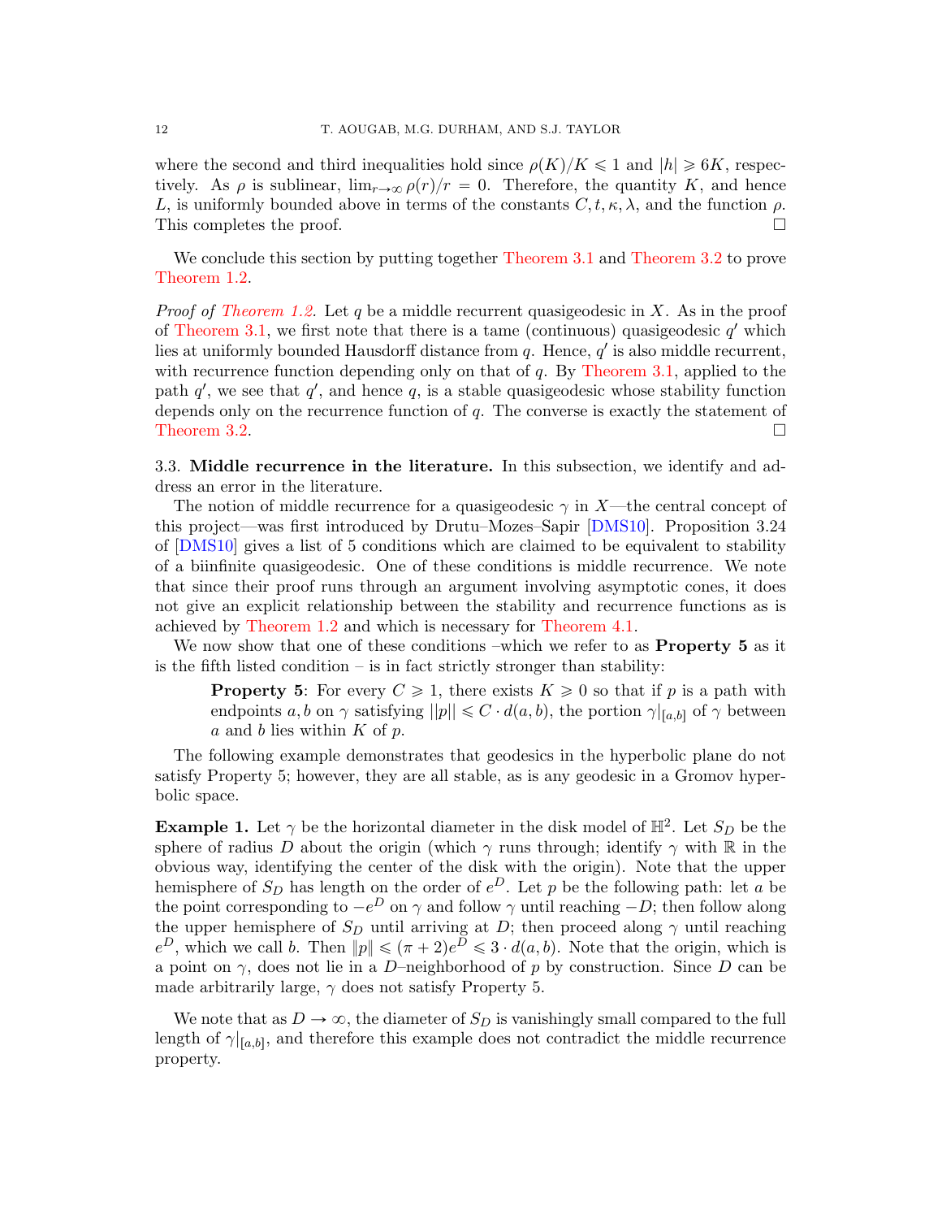where the second and third inequalities hold since $\rho(K)/K \leqslant 1$ and $|h| \geqslant 6K$, respectively. As $\rho$ is sublinear, $\lim_{r\to\infty} \rho(r)/r = 0$. Therefore, the quantity $K$, and hence $L$, is uniformly bounded above in terms of the constants $C, t, \kappa, \lambda$, and the function $\rho$. This completes the proof. $\square$

We conclude this section by putting together Theorem 3.1 and Theorem 3.2 to prove Theorem 1.2.

*Proof of Theorem 1.2.* Let $q$ be a middle recurrent quasigeodesic in $X$. As in the proof of Theorem 3.1, we first note that there is a tame (continuous) quasigeodesic $q'$ which lies at uniformly bounded Hausdorff distance from $q$. Hence, $q'$ is also middle recurrent, with recurrence function depending only on that of $q$. By Theorem 3.1, applied to the path $q'$, we see that $q'$, and hence $q$, is a stable quasigeodesic whose stability function depends only on the recurrence function of $q$. The converse is exactly the statement of Theorem 3.2. $\square$

3.3. **Middle recurrence in the literature.** In this subsection, we identify and address an error in the literature.

The notion of middle recurrence for a quasigeodesic $\gamma$ in $X$—the central concept of this project—was first introduced by Drutu–Mozes–Sapir [DMS10]. Proposition 3.24 of [DMS10] gives a list of 5 conditions which are claimed to be equivalent to stability of a biinfinite quasigeodesic. One of these conditions is middle recurrence. We note that since their proof runs through an argument involving asymptotic cones, it does not give an explicit relationship between the stability and recurrence functions as is achieved by Theorem 1.2 and which is necessary for Theorem 4.1.

We now show that one of these conditions –which we refer to as **Property 5** as it is the fifth listed condition – is in fact strictly stronger than stability:

> **Property 5**: For every $C \geqslant 1$, there exists $K \geqslant 0$ so that if $p$ is a path with endpoints $a, b$ on $\gamma$ satisfying $||p|| \leqslant C \cdot d(a, b)$, the portion $\gamma|_{[a,b]}$ of $\gamma$ between $a$ and $b$ lies within $K$ of $p$.

The following example demonstrates that geodesics in the hyperbolic plane do not satisfy Property 5; however, they are all stable, as is any geodesic in a Gromov hyperbolic space.

**Example 1.** Let $\gamma$ be the horizontal diameter in the disk model of $\mathbb{H}^2$. Let $S_D$ be the sphere of radius $D$ about the origin (which $\gamma$ runs through; identify $\gamma$ with $\mathbb{R}$ in the obvious way, identifying the center of the disk with the origin). Note that the upper hemisphere of $S_D$ has length on the order of $e^D$. Let $p$ be the following path: let $a$ be the point corresponding to $-e^D$ on $\gamma$ and follow $\gamma$ until reaching $-D$; then follow along the upper hemisphere of $S_D$ until arriving at $D$; then proceed along $\gamma$ until reaching $e^D$, which we call $b$. Then $\|p\| \leqslant (\pi + 2)e^D \leqslant 3 \cdot d(a, b)$. Note that the origin, which is a point on $\gamma$, does not lie in a $D$–neighborhood of $p$ by construction. Since $D$ can be made arbitrarily large, $\gamma$ does not satisfy Property 5.

We note that as $D \to \infty$, the diameter of $S_D$ is vanishingly small compared to the full length of $\gamma|_{[a,b]}$, and therefore this example does not contradict the middle recurrence property.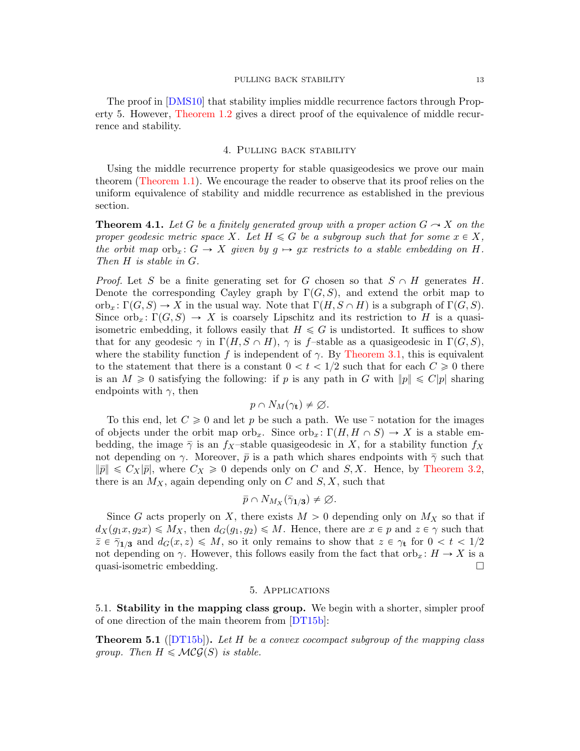The proof in [DMS10] that stability implies middle recurrence factors through Property 5. However, Theorem 1.2 gives a direct proof of the equivalence of middle recurrence and stability.

## 4. Pulling back stability

Using the middle recurrence property for stable quasigeodesics we prove our main theorem (Theorem 1.1). We encourage the reader to observe that its proof relies on the uniform equivalence of stability and middle recurrence as established in the previous section.

**Theorem 4.1.** *Let $G$ be a finitely generated group with a proper action $G \curvearrowright X$ on the proper geodesic metric space $X$. Let $H \leqslant G$ be a subgroup such that for some $x \in X$, the orbit map $\mathrm{orb}_x\colon G \to X$ given by $g \mapsto gx$ restricts to a stable embedding on $H$. Then $H$ is stable in $G$.*

*Proof.* Let $S$ be a finite generating set for $G$ chosen so that $S \cap H$ generates $H$. Denote the corresponding Cayley graph by $\Gamma(G,S)$, and extend the orbit map to $\mathrm{orb}_x\colon \Gamma(G,S) \to X$ in the usual way. Note that $\Gamma(H, S \cap H)$ is a subgraph of $\Gamma(G,S)$. Since $\mathrm{orb}_x\colon \Gamma(G,S) \to X$ is coarsely Lipschitz and its restriction to $H$ is a quasi-isometric embedding, it follows easily that $H \leqslant G$ is undistorted. It suffices to show that for any geodesic $\gamma$ in $\Gamma(H, S \cap H)$, $\gamma$ is $f$–stable as a quasigeodesic in $\Gamma(G,S)$, where the stability function $f$ is independent of $\gamma$. By Theorem 3.1, this is equivalent to the statement that there is a constant $0 < t < 1/2$ such that for each $C \geqslant 0$ there is an $M \geqslant 0$ satisfying the following: if $p$ is any path in $G$ with $\|p\| \leqslant C|p|$ sharing endpoints with $\gamma$, then

$$p \cap N_M(\gamma_{\mathbf{t}}) \neq \varnothing.$$

To this end, let $C \geqslant 0$ and let $p$ be such a path. We use $\bar{\cdot}$ notation for the images of objects under the orbit map $\mathrm{orb}_x$. Since $\mathrm{orb}_x\colon \Gamma(H, H \cap S) \to X$ is a stable embedding, the image $\bar{\gamma}$ is an $f_X$–stable quasigeodesic in $X$, for a stability function $f_X$ not depending on $\gamma$. Moreover, $\bar{p}$ is a path which shares endpoints with $\bar{\gamma}$ such that $\|\bar{p}\| \leqslant C_X|\bar{p}|$, where $C_X \geqslant 0$ depends only on $C$ and $S, X$. Hence, by Theorem 3.2, there is an $M_X$, again depending only on $C$ and $S, X$, such that

$$\bar{p} \cap N_{M_X}(\bar{\gamma}_{\mathbf{1/3}}) \neq \varnothing.$$

Since $G$ acts properly on $X$, there exists $M > 0$ depending only on $M_X$ so that if $d_X(g_1 x, g_2 x) \leqslant M_X$, then $d_G(g_1, g_2) \leqslant M$. Hence, there are $x \in p$ and $z \in \gamma$ such that $\bar{z} \in \bar{\gamma}_{\mathbf{1/3}}$ and $d_G(x,z) \leqslant M$, so it only remains to show that $z \in \gamma_{\mathbf{t}}$ for $0 < t < 1/2$ not depending on $\gamma$. However, this follows easily from the fact that $\mathrm{orb}_x\colon H \to X$ is a quasi-isometric embedding. $\square$

## 5. Applications

### 5.1. Stability in the mapping class group.

We begin with a shorter, simpler proof of one direction of the main theorem from [DT15b]:

**Theorem 5.1** ([DT15b])**.** *Let $H$ be a convex cocompact subgroup of the mapping class group. Then $H \leqslant \mathcal{MCG}(S)$ is stable.*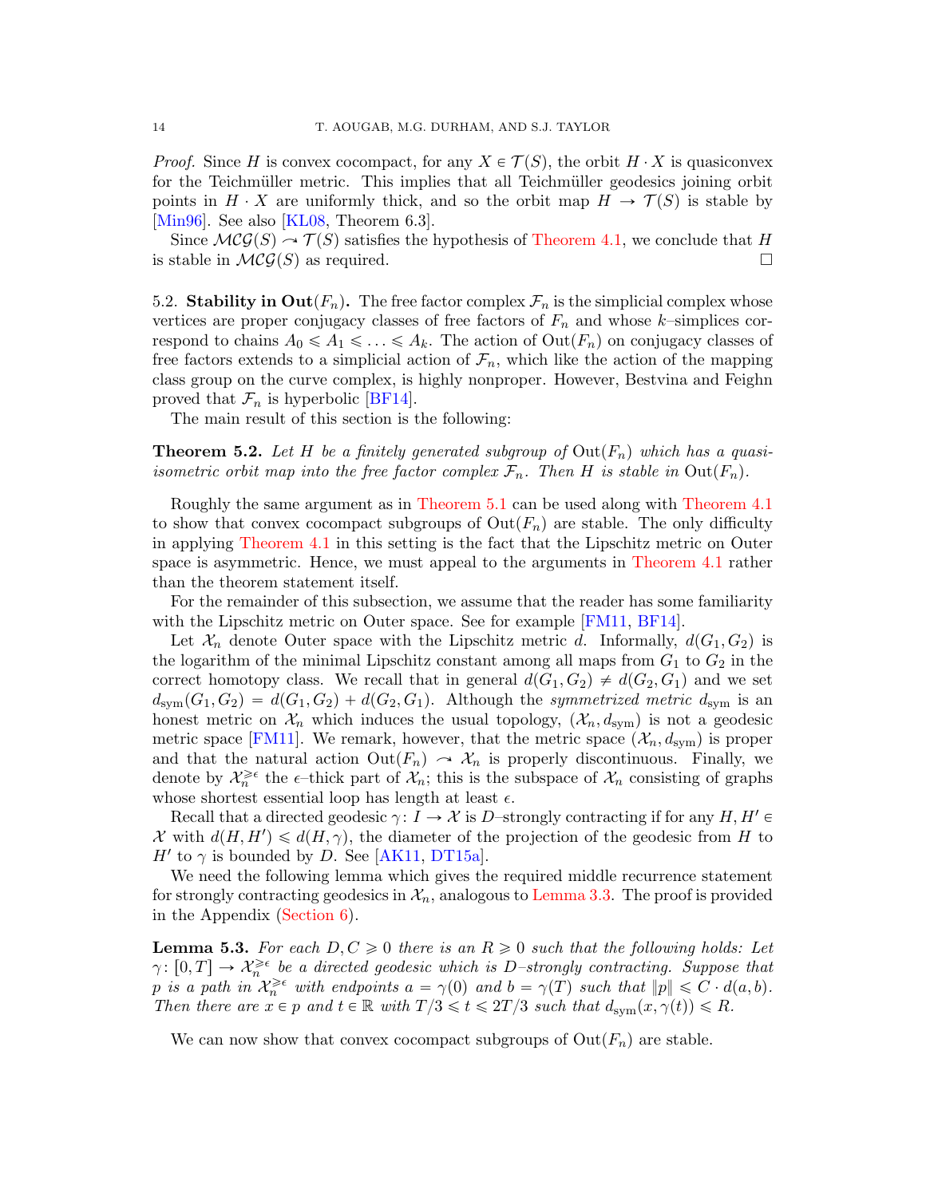*Proof.* Since $H$ is convex cocompact, for any $X \in \mathcal{T}(S)$, the orbit $H \cdot X$ is quasiconvex for the Teichmüller metric. This implies that all Teichmüller geodesics joining orbit points in $H \cdot X$ are uniformly thick, and so the orbit map $H \to \mathcal{T}(S)$ is stable by [Min96]. See also [KL08, Theorem 6.3].

Since $\mathcal{MCG}(S) \curvearrowright \mathcal{T}(S)$ satisfies the hypothesis of Theorem 4.1, we conclude that $H$ is stable in $\mathcal{MCG}(S)$ as required. □

5.2. **Stability in $\mathrm{Out}(F_n)$.** The free factor complex $\mathcal{F}_n$ is the simplicial complex whose vertices are proper conjugacy classes of free factors of $F_n$ and whose $k$–simplices correspond to chains $A_0 \leqslant A_1 \leqslant \ldots \leqslant A_k$. The action of $\mathrm{Out}(F_n)$ on conjugacy classes of free factors extends to a simplicial action of $\mathcal{F}_n$, which like the action of the mapping class group on the curve complex, is highly nonproper. However, Bestvina and Feighn proved that $\mathcal{F}_n$ is hyperbolic [BF14].

The main result of this section is the following:

**Theorem 5.2.** *Let $H$ be a finitely generated subgroup of $\mathrm{Out}(F_n)$ which has a quasi-isometric orbit map into the free factor complex $\mathcal{F}_n$. Then $H$ is stable in $\mathrm{Out}(F_n)$.*

Roughly the same argument as in Theorem 5.1 can be used along with Theorem 4.1 to show that convex cocompact subgroups of $\mathrm{Out}(F_n)$ are stable. The only difficulty in applying Theorem 4.1 in this setting is the fact that the Lipschitz metric on Outer space is asymmetric. Hence, we must appeal to the arguments in Theorem 4.1 rather than the theorem statement itself.

For the remainder of this subsection, we assume that the reader has some familiarity with the Lipschitz metric on Outer space. See for example [FM11, BF14].

Let $\mathcal{X}_n$ denote Outer space with the Lipschitz metric $d$. Informally, $d(G_1, G_2)$ is the logarithm of the minimal Lipschitz constant among all maps from $G_1$ to $G_2$ in the correct homotopy class. We recall that in general $d(G_1, G_2) \neq d(G_2, G_1)$ and we set $d_{\mathrm{sym}}(G_1, G_2) = d(G_1, G_2) + d(G_2, G_1)$. Although the *symmetrized metric* $d_{\mathrm{sym}}$ is an honest metric on $\mathcal{X}_n$ which induces the usual topology, $(\mathcal{X}_n, d_{\mathrm{sym}})$ is not a geodesic metric space [FM11]. We remark, however, that the metric space $(\mathcal{X}_n, d_{\mathrm{sym}})$ is proper and that the natural action $\mathrm{Out}(F_n) \curvearrowright \mathcal{X}_n$ is properly discontinuous. Finally, we denote by $\mathcal{X}_n^{\geqslant \epsilon}$ the $\epsilon$–thick part of $\mathcal{X}_n$; this is the subspace of $\mathcal{X}_n$ consisting of graphs whose shortest essential loop has length at least $\epsilon$.

Recall that a directed geodesic $\gamma \colon I \to \mathcal{X}$ is $D$–strongly contracting if for any $H, H' \in \mathcal{X}$ with $d(H, H') \leqslant d(H, \gamma)$, the diameter of the projection of the geodesic from $H$ to $H'$ to $\gamma$ is bounded by $D$. See [AK11, DT15a].

We need the following lemma which gives the required middle recurrence statement for strongly contracting geodesics in $\mathcal{X}_n$, analogous to Lemma 3.3. The proof is provided in the Appendix (Section 6).

**Lemma 5.3.** *For each $D, C \geqslant 0$ there is an $R \geqslant 0$ such that the following holds: Let $\gamma \colon [0, T] \to \mathcal{X}_n^{\geqslant \epsilon}$ be a directed geodesic which is $D$–strongly contracting. Suppose that $p$ is a path in $\mathcal{X}_n^{\geqslant \epsilon}$ with endpoints $a = \gamma(0)$ and $b = \gamma(T)$ such that $\|p\| \leqslant C \cdot d(a, b)$. Then there are $x \in p$ and $t \in \mathbb{R}$ with $T/3 \leqslant t \leqslant 2T/3$ such that $d_{\mathrm{sym}}(x, \gamma(t)) \leqslant R$.*

We can now show that convex cocompact subgroups of $\mathrm{Out}(F_n)$ are stable.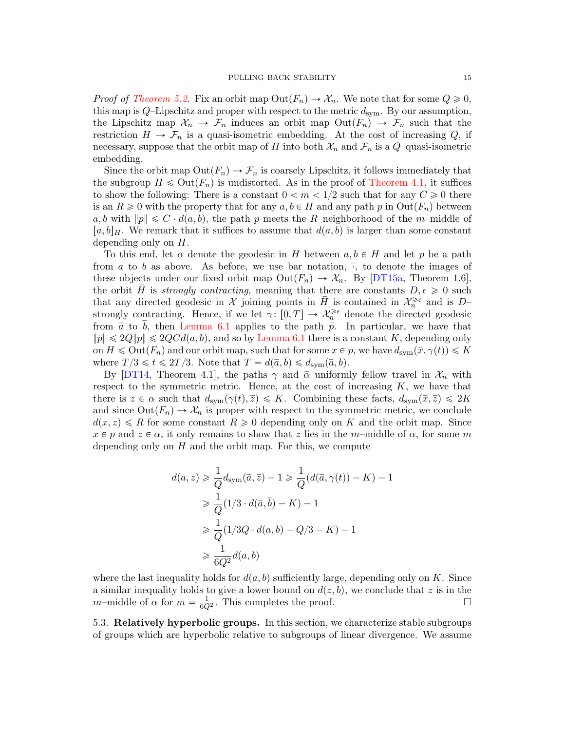*Proof of Theorem 5.2.* Fix an orbit map $\mathrm{Out}(F_n) \to \mathcal{X}_n$. We note that for some $Q \geqslant 0$, this map is $Q$–Lipschitz and proper with respect to the metric $d_{\mathrm{sym}}$. By our assumption, the Lipschitz map $\mathcal{X}_n \to \mathcal{F}_n$ induces an orbit map $\mathrm{Out}(F_n) \to \mathcal{F}_n$ such that the restriction $H \to \mathcal{F}_n$ is a quasi-isometric embedding. At the cost of increasing $Q$, if necessary, suppose that the orbit map of $H$ into both $\mathcal{X}_n$ and $\mathcal{F}_n$ is a $Q$–quasi-isometric embedding.

Since the orbit map $\mathrm{Out}(F_n) \to \mathcal{F}_n$ is coarsely Lipschitz, it follows immediately that the subgroup $H \leqslant \mathrm{Out}(F_n)$ is undistorted. As in the proof of Theorem 4.1, it suffices to show the following: There is a constant $0 < m < 1/2$ such that for any $C \geqslant 0$ there is an $R \geqslant 0$ with the property that for any $a, b \in H$ and any path $p$ in $\mathrm{Out}(F_n)$ between $a, b$ with $\|p\| \leqslant C \cdot d(a, b)$, the path $p$ meets the $R$–neighborhood of the $m$–middle of $[a, b]_H$. We remark that it suffices to assume that $d(a, b)$ is larger than some constant depending only on $H$.

To this end, let $\alpha$ denote the geodesic in $H$ between $a, b \in H$ and let $p$ be a path from $a$ to $b$ as above. As before, we use bar notation, $\bar{\cdot}$, to denote the images of these objects under our fixed orbit map $\mathrm{Out}(F_n) \to \mathcal{X}_n$. By [DT15a, Theorem 1.6], the orbit $\bar{H}$ is *strongly contracting*, meaning that there are constants $D, \epsilon \geqslant 0$ such that any directed geodesic in $\mathcal{X}$ joining points in $\bar{H}$ is contained in $\mathcal{X}_n^{\geqslant \epsilon}$ and is $D$–strongly contracting. Hence, if we let $\gamma \colon [0, T] \to \mathcal{X}_n^{\geqslant \epsilon}$ denote the directed geodesic from $\bar{a}$ to $\bar{b}$, then Lemma 6.1 applies to the path $\bar{p}$. In particular, we have that $\|\bar{p}\| \leqslant 2Q\|p\| \leqslant 2QCd(a, b)$, and so by Lemma 6.1 there is a constant $K$, depending only on $H \leqslant \mathrm{Out}(F_n)$ and our orbit map, such that for some $x \in p$, we have $d_{\mathrm{sym}}(\bar{x}, \gamma(t)) \leqslant K$ where $T/3 \leqslant t \leqslant 2T/3$. Note that $T = d(\bar{a}, \bar{b}) \leqslant d_{\mathrm{sym}}(\bar{a}, \bar{b})$.

By [DT14, Theorem 4.1], the paths $\gamma$ and $\bar{\alpha}$ uniformly fellow travel in $\mathcal{X}_n$ with respect to the symmetric metric. Hence, at the cost of increasing $K$, we have that there is $z \in \alpha$ such that $d_{\mathrm{sym}}(\gamma(t), \bar{z}) \leqslant K$. Combining these facts, $d_{\mathrm{sym}}(\bar{x}, \bar{z}) \leqslant 2K$ and since $\mathrm{Out}(F_n) \to \mathcal{X}_n$ is proper with respect to the symmetric metric, we conclude $d(x, z) \leqslant R$ for some constant $R \geqslant 0$ depending only on $K$ and the orbit map. Since $x \in p$ and $z \in \alpha$, it only remains to show that $z$ lies in the $m$–middle of $\alpha$, for some $m$ depending only on $H$ and the orbit map. For this, we compute

$$
\begin{aligned}
d(a, z) &\geqslant \frac{1}{Q} d_{\mathrm{sym}}(\bar{a}, \bar{z}) - 1 \geqslant \frac{1}{Q}(d(\bar{a}, \gamma(t)) - K) - 1 \\
&\geqslant \frac{1}{Q}(1/3 \cdot d(\bar{a}, \bar{b}) - K) - 1 \\
&\geqslant \frac{1}{Q}(1/3Q \cdot d(a, b) - Q/3 - K) - 1 \\
&\geqslant \frac{1}{6Q^2} d(a, b)
\end{aligned}
$$

where the last inequality holds for $d(a, b)$ sufficiently large, depending only on $K$. Since a similar inequality holds to give a lower bound on $d(z, b)$, we conclude that $z$ is in the $m$–middle of $\alpha$ for $m = \frac{1}{6Q^2}$. This completes the proof. □

## 5.3. Relatively hyperbolic groups.

In this section, we characterize stable subgroups of groups which are hyperbolic relative to subgroups of linear divergence. We assume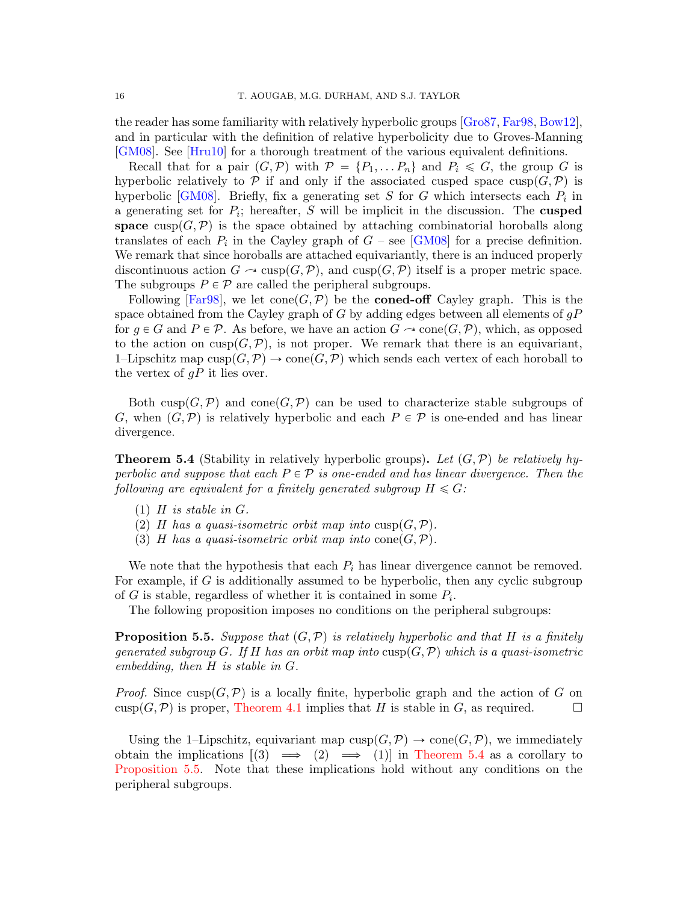the reader has some familiarity with relatively hyperbolic groups [Gro87, Far98, Bow12], and in particular with the definition of relative hyperbolicity due to Groves-Manning [GM08]. See [Hru10] for a thorough treatment of the various equivalent definitions.

Recall that for a pair $(G, \mathcal{P})$ with $\mathcal{P} = \{P_1, \dots P_n\}$ and $P_i \leqslant G$, the group $G$ is hyperbolic relatively to $\mathcal{P}$ if and only if the associated cusped space $\mathrm{cusp}(G, \mathcal{P})$ is hyperbolic [GM08]. Briefly, fix a generating set $S$ for $G$ which intersects each $P_i$ in a generating set for $P_i$; hereafter, $S$ will be implicit in the discussion. The **cusped space** $\mathrm{cusp}(G, \mathcal{P})$ is the space obtained by attaching combinatorial horoballs along translates of each $P_i$ in the Cayley graph of $G$ – see [GM08] for a precise definition. We remark that since horoballs are attached equivariantly, there is an induced properly discontinuous action $G \curvearrowright \mathrm{cusp}(G, \mathcal{P})$, and $\mathrm{cusp}(G, \mathcal{P})$ itself is a proper metric space. The subgroups $P \in \mathcal{P}$ are called the peripheral subgroups.

Following [Far98], we let $\mathrm{cone}(G, \mathcal{P})$ be the **coned-off** Cayley graph. This is the space obtained from the Cayley graph of $G$ by adding edges between all elements of $gP$ for $g \in G$ and $P \in \mathcal{P}$. As before, we have an action $G \curvearrowright \mathrm{cone}(G, \mathcal{P})$, which, as opposed to the action on $\mathrm{cusp}(G, \mathcal{P})$, is not proper. We remark that there is an equivariant, 1–Lipschitz map $\mathrm{cusp}(G, \mathcal{P}) \to \mathrm{cone}(G, \mathcal{P})$ which sends each vertex of each horoball to the vertex of $gP$ it lies over.

Both $\mathrm{cusp}(G, \mathcal{P})$ and $\mathrm{cone}(G, \mathcal{P})$ can be used to characterize stable subgroups of $G$, when $(G, \mathcal{P})$ is relatively hyperbolic and each $P \in \mathcal{P}$ is one-ended and has linear divergence.

**Theorem 5.4** (Stability in relatively hyperbolic groups)**.** *Let $(G, \mathcal{P})$ be relatively hyperbolic and suppose that each $P \in \mathcal{P}$ is one-ended and has linear divergence. Then the following are equivalent for a finitely generated subgroup $H \leqslant G$:*

1. *$H$ is stable in $G$.*
2. *$H$ has a quasi-isometric orbit map into $\mathrm{cusp}(G, \mathcal{P})$.*
3. *$H$ has a quasi-isometric orbit map into $\mathrm{cone}(G, \mathcal{P})$.*

We note that the hypothesis that each $P_i$ has linear divergence cannot be removed. For example, if $G$ is additionally assumed to be hyperbolic, then any cyclic subgroup of $G$ is stable, regardless of whether it is contained in some $P_i$.

The following proposition imposes no conditions on the peripheral subgroups:

**Proposition 5.5.** *Suppose that $(G, \mathcal{P})$ is relatively hyperbolic and that $H$ is a finitely generated subgroup $G$. If $H$ has an orbit map into $\mathrm{cusp}(G, \mathcal{P})$ which is a quasi-isometric embedding, then $H$ is stable in $G$.*

*Proof.* Since $\mathrm{cusp}(G, \mathcal{P})$ is a locally finite, hyperbolic graph and the action of $G$ on $\mathrm{cusp}(G, \mathcal{P})$ is proper, Theorem 4.1 implies that $H$ is stable in $G$, as required. ☐

Using the 1–Lipschitz, equivariant map $\mathrm{cusp}(G, \mathcal{P}) \to \mathrm{cone}(G, \mathcal{P})$, we immediately obtain the implications $[(3) \implies (2) \implies (1)]$ in Theorem 5.4 as a corollary to Proposition 5.5. Note that these implications hold without any conditions on the peripheral subgroups.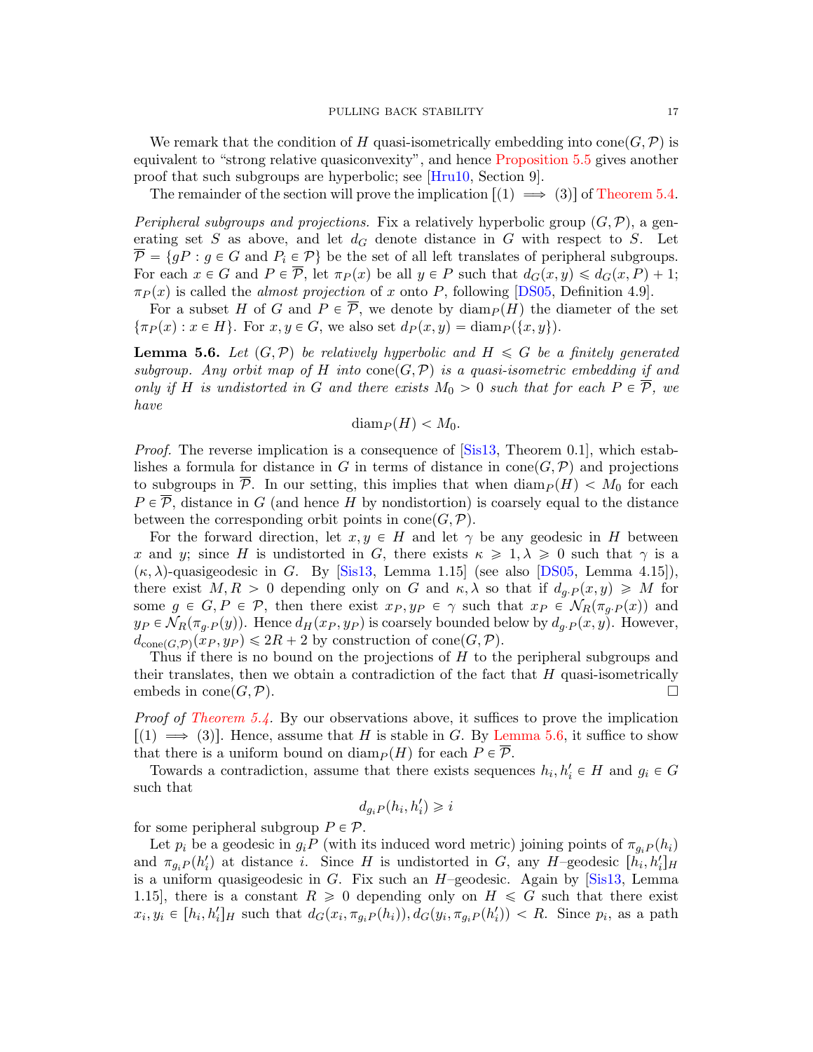We remark that the condition of $H$ quasi-isometrically embedding into $\mathrm{cone}(G, \mathcal{P})$ is equivalent to "strong relative quasiconvexity", and hence Proposition 5.5 gives another proof that such subgroups are hyperbolic; see [Hru10, Section 9].

The remainder of the section will prove the implication $[(1) \implies (3)]$ of Theorem 5.4.

*Peripheral subgroups and projections.* Fix a relatively hyperbolic group $(G, \mathcal{P})$, a generating set $S$ as above, and let $d_G$ denote distance in $G$ with respect to $S$. Let $\overline{\mathcal{P}} = \{gP : g \in G \text{ and } P_i \in \mathcal{P}\}$ be the set of all left translates of peripheral subgroups. For each $x \in G$ and $P \in \overline{\mathcal{P}}$, let $\pi_P(x)$ be all $y \in P$ such that $d_G(x, y) \leqslant d_G(x, P) + 1$; $\pi_P(x)$ is called the *almost projection* of $x$ onto $P$, following [DS05, Definition 4.9].

For a subset $H$ of $G$ and $P \in \overline{\mathcal{P}}$, we denote by $\mathrm{diam}_P(H)$ the diameter of the set $\{\pi_P(x) : x \in H\}$. For $x, y \in G$, we also set $d_P(x, y) = \mathrm{diam}_P(\{x, y\})$.

**Lemma 5.6.** *Let $(G, \mathcal{P})$ be relatively hyperbolic and $H \leqslant G$ be a finitely generated subgroup. Any orbit map of $H$ into $\mathrm{cone}(G, \mathcal{P})$ is a quasi-isometric embedding if and only if $H$ is undistorted in $G$ and there exists $M_0 > 0$ such that for each $P \in \overline{\mathcal{P}}$, we have*

$$\mathrm{diam}_P(H) < M_0.$$

*Proof.* The reverse implication is a consequence of [Sis13, Theorem 0.1], which establishes a formula for distance in $G$ in terms of distance in $\mathrm{cone}(G, \mathcal{P})$ and projections to subgroups in $\overline{\mathcal{P}}$. In our setting, this implies that when $\mathrm{diam}_P(H) < M_0$ for each $P \in \overline{\mathcal{P}}$, distance in $G$ (and hence $H$ by nondistortion) is coarsely equal to the distance between the corresponding orbit points in $\mathrm{cone}(G, \mathcal{P})$.

For the forward direction, let $x, y \in H$ and let $\gamma$ be any geodesic in $H$ between $x$ and $y$; since $H$ is undistorted in $G$, there exists $\kappa \geqslant 1, \lambda \geqslant 0$ such that $\gamma$ is a $(\kappa, \lambda)$-quasigeodesic in $G$. By [Sis13, Lemma 1.15] (see also [DS05, Lemma 4.15]), there exist $M, R > 0$ depending only on $G$ and $\kappa, \lambda$ so that if $d_{g \cdot P}(x, y) \geqslant M$ for some $g \in G, P \in \mathcal{P}$, then there exist $x_P, y_P \in \gamma$ such that $x_P \in \mathcal{N}_R(\pi_{g \cdot P}(x))$ and $y_P \in \mathcal{N}_R(\pi_{g \cdot P}(y))$. Hence $d_H(x_P, y_P)$ is coarsely bounded below by $d_{g \cdot P}(x, y)$. However, $d_{\mathrm{cone}(G, \mathcal{P})}(x_P, y_P) \leqslant 2R + 2$ by construction of $\mathrm{cone}(G, \mathcal{P})$.

Thus if there is no bound on the projections of $H$ to the peripheral subgroups and their translates, then we obtain a contradiction of the fact that $H$ quasi-isometrically embeds in $\mathrm{cone}(G, \mathcal{P})$. $\square$

*Proof of Theorem 5.4.* By our observations above, it suffices to prove the implication $[(1) \implies (3)]$. Hence, assume that $H$ is stable in $G$. By Lemma 5.6, it suffice to show that there is a uniform bound on $\mathrm{diam}_P(H)$ for each $P \in \overline{\mathcal{P}}$.

Towards a contradiction, assume that there exists sequences $h_i, h_i' \in H$ and $g_i \in G$ such that

$$d_{g_i P}(h_i, h_i') \geqslant i$$

for some peripheral subgroup $P \in \mathcal{P}$.

Let $p_i$ be a geodesic in $g_i P$ (with its induced word metric) joining points of $\pi_{g_i P}(h_i)$ and $\pi_{g_i P}(h_i')$ at distance $i$. Since $H$ is undistorted in $G$, any $H$–geodesic $[h_i, h_i']_H$ is a uniform quasigeodesic in $G$. Fix such an $H$–geodesic. Again by [Sis13, Lemma 1.15], there is a constant $R \geqslant 0$ depending only on $H \leqslant G$ such that there exist $x_i, y_i \in [h_i, h_i']_H$ such that $d_G(x_i, \pi_{g_i P}(h_i)), d_G(y_i, \pi_{g_i P}(h_i')) < R$. Since $p_i$, as a path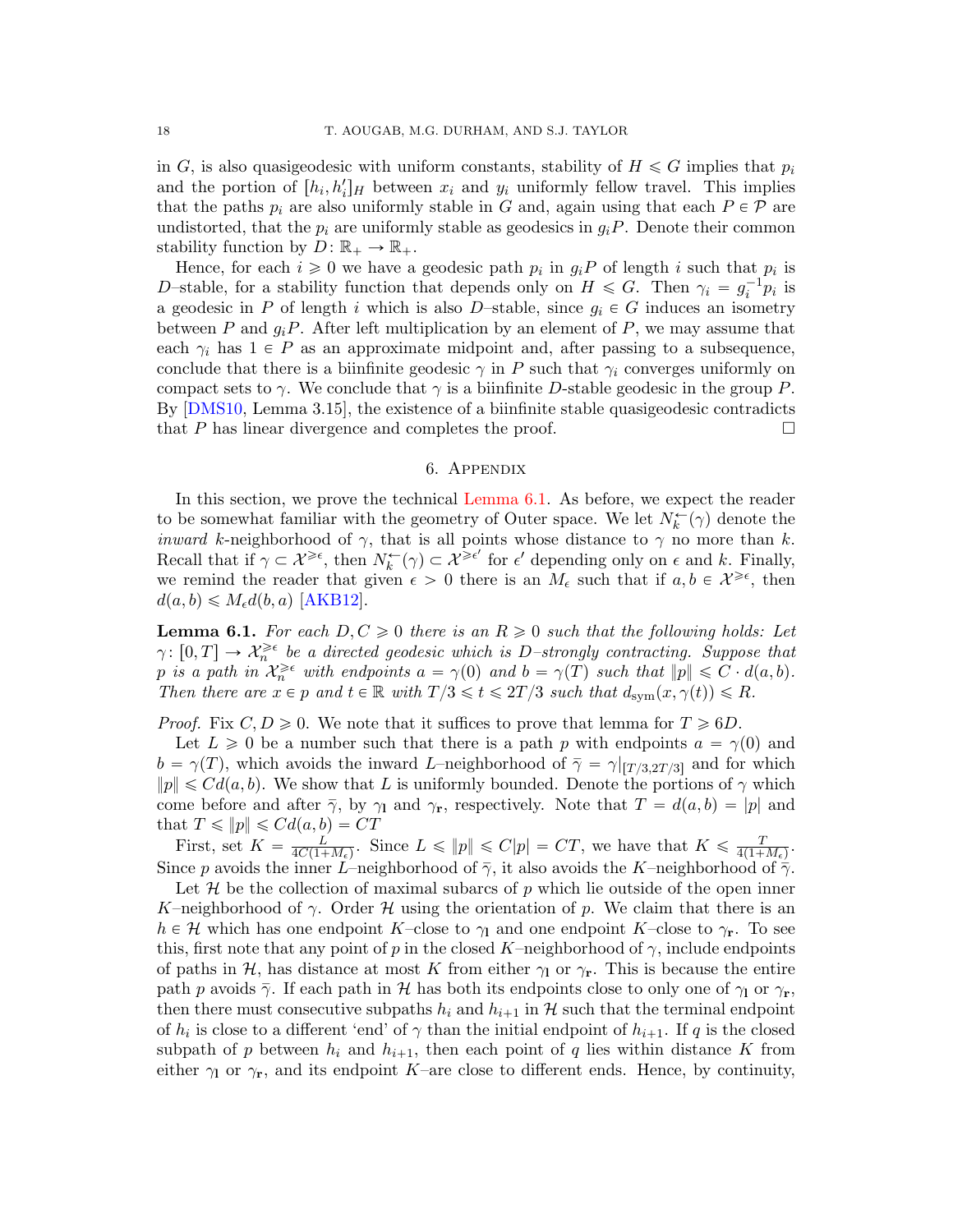in $G$, is also quasigeodesic with uniform constants, stability of $H \leqslant G$ implies that $p_i$ and the portion of $[h_i, h_i']_H$ between $x_i$ and $y_i$ uniformly fellow travel. This implies that the paths $p_i$ are also uniformly stable in $G$ and, again using that each $P \in \mathcal{P}$ are undistorted, that the $p_i$ are uniformly stable as geodesics in $g_i P$. Denote their common stability function by $D \colon \mathbb{R}_+ \to \mathbb{R}_+$.

Hence, for each $i \geqslant 0$ we have a geodesic path $p_i$ in $g_i P$ of length $i$ such that $p_i$ is $D$–stable, for a stability function that depends only on $H \leqslant G$. Then $\gamma_i = g_i^{-1} p_i$ is a geodesic in $P$ of length $i$ which is also $D$–stable, since $g_i \in G$ induces an isometry between $P$ and $g_i P$. After left multiplication by an element of $P$, we may assume that each $\gamma_i$ has $1 \in P$ as an approximate midpoint and, after passing to a subsequence, conclude that there is a biinfinite geodesic $\gamma$ in $P$ such that $\gamma_i$ converges uniformly on compact sets to $\gamma$. We conclude that $\gamma$ is a biinfinite $D$-stable geodesic in the group $P$. By [DMS10, Lemma 3.15], the existence of a biinfinite stable quasigeodesic contradicts that $P$ has linear divergence and completes the proof. $\square$

## 6. Appendix

In this section, we prove the technical Lemma 6.1. As before, we expect the reader to be somewhat familiar with the geometry of Outer space. We let $N_k^{\leftarrow}(\gamma)$ denote the *inward* $k$-neighborhood of $\gamma$, that is all points whose distance to $\gamma$ no more than $k$. Recall that if $\gamma \subset \mathcal{X}^{\geqslant \epsilon}$, then $N_k^{\leftarrow}(\gamma) \subset \mathcal{X}^{\geqslant \epsilon'}$ for $\epsilon'$ depending only on $\epsilon$ and $k$. Finally, we remind the reader that given $\epsilon > 0$ there is an $M_\epsilon$ such that if $a, b \in \mathcal{X}^{\geqslant \epsilon}$, then $d(a,b) \leqslant M_\epsilon d(b,a)$ [AKB12].

**Lemma 6.1.** *For each $D, C \geqslant 0$ there is an $R \geqslant 0$ such that the following holds: Let $\gamma \colon [0,T] \to \mathcal{X}_n^{\geqslant \epsilon}$ be a directed geodesic which is $D$–strongly contracting. Suppose that $p$ is a path in $\mathcal{X}_n^{\geqslant \epsilon}$ with endpoints $a = \gamma(0)$ and $b = \gamma(T)$ such that $\|p\| \leqslant C \cdot d(a,b)$. Then there are $x \in p$ and $t \in \mathbb{R}$ with $T/3 \leqslant t \leqslant 2T/3$ such that $d_{\mathrm{sym}}(x, \gamma(t)) \leqslant R$.*

*Proof.* Fix $C, D \geqslant 0$. We note that it suffices to prove that lemma for $T \geqslant 6D$.

Let $L \geqslant 0$ be a number such that there is a path $p$ with endpoints $a = \gamma(0)$ and $b = \gamma(T)$, which avoids the inward $L$–neighborhood of $\bar{\gamma} = \gamma|_{[T/3, 2T/3]}$ and for which $\|p\| \leqslant C d(a,b)$. We show that $L$ is uniformly bounded. Denote the portions of $\gamma$ which come before and after $\bar{\gamma}$, by $\gamma_{\mathbf{l}}$ and $\gamma_{\mathbf{r}}$, respectively. Note that $T = d(a,b) = |p|$ and that $T \leqslant \|p\| \leqslant C d(a,b) = CT$

First, set $K = \frac{L}{4C(1+M_\epsilon)}$. Since $L \leqslant \|p\| \leqslant C|p| = CT$, we have that $K \leqslant \frac{T}{4(1+M_\epsilon)}$. Since $p$ avoids the inner $L$–neighborhood of $\bar{\gamma}$, it also avoids the $K$–neighborhood of $\bar{\gamma}$.

Let $\mathcal{H}$ be the collection of maximal subarcs of $p$ which lie outside of the open inner $K$–neighborhood of $\gamma$. Order $\mathcal{H}$ using the orientation of $p$. We claim that there is an $h \in \mathcal{H}$ which has one endpoint $K$–close to $\gamma_{\mathbf{l}}$ and one endpoint $K$–close to $\gamma_{\mathbf{r}}$. To see this, first note that any point of $p$ in the closed $K$–neighborhood of $\gamma$, include endpoints of paths in $\mathcal{H}$, has distance at most $K$ from either $\gamma_{\mathbf{l}}$ or $\gamma_{\mathbf{r}}$. This is because the entire path $p$ avoids $\bar{\gamma}$. If each path in $\mathcal{H}$ has both its endpoints close to only one of $\gamma_{\mathbf{l}}$ or $\gamma_{\mathbf{r}}$, then there must consecutive subpaths $h_i$ and $h_{i+1}$ in $\mathcal{H}$ such that the terminal endpoint of $h_i$ is close to a different 'end' of $\gamma$ than the initial endpoint of $h_{i+1}$. If $q$ is the closed subpath of $p$ between $h_i$ and $h_{i+1}$, then each point of $q$ lies within distance $K$ from either $\gamma_{\mathbf{l}}$ or $\gamma_{\mathbf{r}}$, and its endpoint $K$–are close to different ends. Hence, by continuity,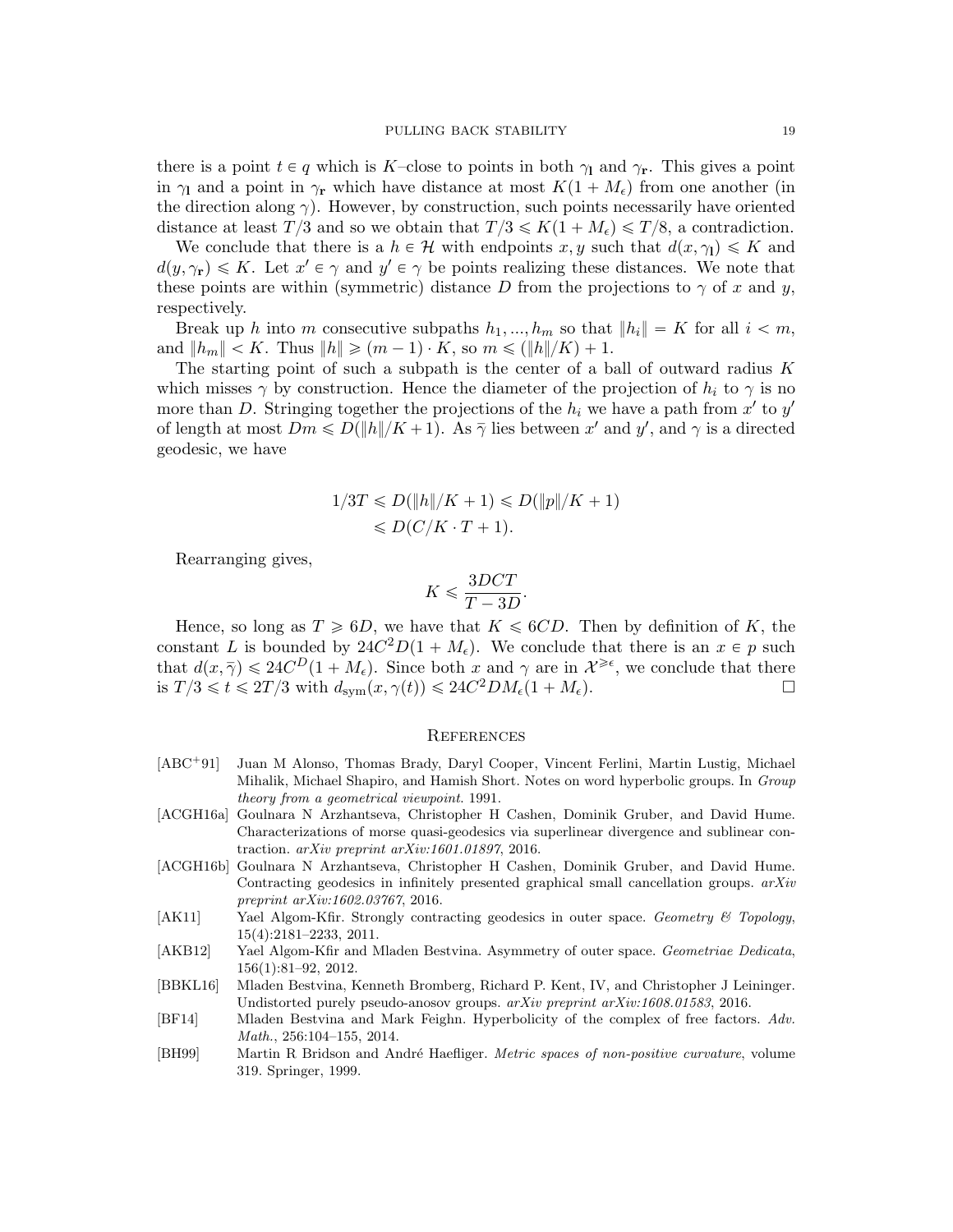there is a point $t \in q$ which is $K$–close to points in both $\gamma_{\mathbf{l}}$ and $\gamma_{\mathbf{r}}$. This gives a point in $\gamma_{\mathbf{l}}$ and a point in $\gamma_{\mathbf{r}}$ which have distance at most $K(1 + M_\epsilon)$ from one another (in the direction along $\gamma$). However, by construction, such points necessarily have oriented distance at least $T/3$ and so we obtain that $T/3 \leqslant K(1 + M_\epsilon) \leqslant T/8$, a contradiction.

We conclude that there is a $h \in \mathcal{H}$ with endpoints $x, y$ such that $d(x, \gamma_{\mathbf{l}}) \leqslant K$ and $d(y, \gamma_{\mathbf{r}}) \leqslant K$. Let $x' \in \gamma$ and $y' \in \gamma$ be points realizing these distances. We note that these points are within (symmetric) distance $D$ from the projections to $\gamma$ of $x$ and $y$, respectively.

Break up $h$ into $m$ consecutive subpaths $h_1, ..., h_m$ so that $\|h_i\| = K$ for all $i < m$, and $\|h_m\| < K$. Thus $\|h\| \geqslant (m-1) \cdot K$, so $m \leqslant (\|h\|/K) + 1$.

The starting point of such a subpath is the center of a ball of outward radius $K$ which misses $\gamma$ by construction. Hence the diameter of the projection of $h_i$ to $\gamma$ is no more than $D$. Stringing together the projections of the $h_i$ we have a path from $x'$ to $y'$ of length at most $Dm \leqslant D(\|h\|/K + 1)$. As $\bar{\gamma}$ lies between $x'$ and $y'$, and $\gamma$ is a directed geodesic, we have

$$
\begin{aligned}
1/3T &\leqslant D(\|h\|/K + 1) \leqslant D(\|p\|/K + 1) \\
&\leqslant D(C/K \cdot T + 1).
\end{aligned}
$$

Rearranging gives,

$$
K \leqslant \frac{3DCT}{T - 3D}.
$$

Hence, so long as $T \geqslant 6D$, we have that $K \leqslant 6CD$. Then by definition of $K$, the constant $L$ is bounded by $24C^2D(1 + M_\epsilon)$. We conclude that there is an $x \in p$ such that $d(x, \bar{\gamma}) \leqslant 24C^D(1 + M_\epsilon)$. Since both $x$ and $\gamma$ are in $\mathcal{X}^{\geqslant \epsilon}$, we conclude that there is $T/3 \leqslant t \leqslant 2T/3$ with $d_{\mathrm{sym}}(x, \gamma(t)) \leqslant 24C^2DM_\epsilon(1 + M_\epsilon)$. $\square$

## References

[ABC+91] Juan M Alonso, Thomas Brady, Daryl Cooper, Vincent Ferlini, Martin Lustig, Michael Mihalik, Michael Shapiro, and Hamish Short. Notes on word hyperbolic groups. In *Group theory from a geometrical viewpoint*. 1991.

[ACGH16a] Goulnara N Arzhantseva, Christopher H Cashen, Dominik Gruber, and David Hume. Characterizations of morse quasi-geodesics via superlinear divergence and sublinear contraction. *arXiv preprint arXiv:1601.01897*, 2016.

[ACGH16b] Goulnara N Arzhantseva, Christopher H Cashen, Dominik Gruber, and David Hume. Contracting geodesics in infinitely presented graphical small cancellation groups. *arXiv preprint arXiv:1602.03767*, 2016.

[AK11] Yael Algom-Kfir. Strongly contracting geodesics in outer space. *Geometry & Topology*, 15(4):2181–2233, 2011.

[AKB12] Yael Algom-Kfir and Mladen Bestvina. Asymmetry of outer space. *Geometriae Dedicata*, 156(1):81–92, 2012.

[BBKL16] Mladen Bestvina, Kenneth Bromberg, Richard P. Kent, IV, and Christopher J Leininger. Undistorted purely pseudo-anosov groups. *arXiv preprint arXiv:1608.01583*, 2016.

[BF14] Mladen Bestvina and Mark Feighn. Hyperbolicity of the complex of free factors. *Adv. Math.*, 256:104–155, 2014.

[BH99] Martin R Bridson and André Haefliger. *Metric spaces of non-positive curvature*, volume 319. Springer, 1999.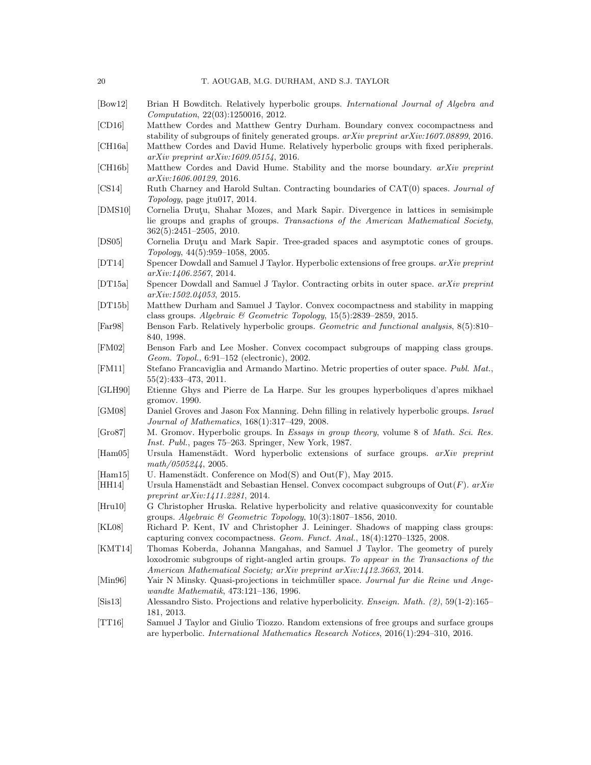[Bow12] Brian H Bowditch. Relatively hyperbolic groups. *International Journal of Algebra and Computation*, 22(03):1250016, 2012.

[CD16] Matthew Cordes and Matthew Gentry Durham. Boundary convex cocompactness and stability of subgroups of finitely generated groups. *arXiv preprint arXiv:1607.08899*, 2016.

[CH16a] Matthew Cordes and David Hume. Relatively hyperbolic groups with fixed peripherals. *arXiv preprint arXiv:1609.05154*, 2016.

[CH16b] Matthew Cordes and David Hume. Stability and the morse boundary. *arXiv preprint arXiv:1606.00129*, 2016.

[CS14] Ruth Charney and Harold Sultan. Contracting boundaries of CAT(0) spaces. *Journal of Topology*, page jtu017, 2014.

[DMS10] Cornelia Druţu, Shahar Mozes, and Mark Sapir. Divergence in lattices in semisimple lie groups and graphs of groups. *Transactions of the American Mathematical Society*, 362(5):2451–2505, 2010.

[DS05] Cornelia Druţu and Mark Sapir. Tree-graded spaces and asymptotic cones of groups. *Topology*, 44(5):959–1058, 2005.

[DT14] Spencer Dowdall and Samuel J Taylor. Hyperbolic extensions of free groups. *arXiv preprint arXiv:1406.2567*, 2014.

[DT15a] Spencer Dowdall and Samuel J Taylor. Contracting orbits in outer space. *arXiv preprint arXiv:1502.04053*, 2015.

[DT15b] Matthew Durham and Samuel J Taylor. Convex cocompactness and stability in mapping class groups. *Algebraic & Geometric Topology*, 15(5):2839–2859, 2015.

[Far98] Benson Farb. Relatively hyperbolic groups. *Geometric and functional analysis*, 8(5):810–840, 1998.

[FM02] Benson Farb and Lee Mosher. Convex cocompact subgroups of mapping class groups. *Geom. Topol.*, 6:91–152 (electronic), 2002.

[FM11] Stefano Francaviglia and Armando Martino. Metric properties of outer space. *Publ. Mat.*, 55(2):433–473, 2011.

[GLH90] Etienne Ghys and Pierre de La Harpe. Sur les groupes hyperboliques d'apres mikhael gromov. 1990.

[GM08] Daniel Groves and Jason Fox Manning. Dehn filling in relatively hyperbolic groups. *Israel Journal of Mathematics*, 168(1):317–429, 2008.

[Gro87] M. Gromov. Hyperbolic groups. In *Essays in group theory*, volume 8 of *Math. Sci. Res. Inst. Publ.*, pages 75–263. Springer, New York, 1987.

[Ham05] Ursula Hamenstädt. Word hyperbolic extensions of surface groups. *arXiv preprint math/0505244*, 2005.

[Ham15] U. Hamenstädt. Conference on Mod(S) and Out(F), May 2015.

[HH14] Ursula Hamenstädt and Sebastian Hensel. Convex cocompact subgroups of $\mathrm{Out}(F)$. *arXiv preprint arXiv:1411.2281*, 2014.

[Hru10] G Christopher Hruska. Relative hyperbolicity and relative quasiconvexity for countable groups. *Algebraic & Geometric Topology*, 10(3):1807–1856, 2010.

[KL08] Richard P. Kent, IV and Christopher J. Leininger. Shadows of mapping class groups: capturing convex cocompactness. *Geom. Funct. Anal.*, 18(4):1270–1325, 2008.

[KMT14] Thomas Koberda, Johanna Mangahas, and Samuel J Taylor. The geometry of purely loxodromic subgroups of right-angled artin groups. *To appear in the Transactions of the American Mathematical Society; arXiv preprint arXiv:1412.3663*, 2014.

[Min96] Yair N Minsky. Quasi-projections in teichmüller space. *Journal fur die Reine und Angewandte Mathematik*, 473:121–136, 1996.

[Sis13] Alessandro Sisto. Projections and relative hyperbolicity. *Enseign. Math. (2)*, 59(1-2):165–181, 2013.

[TT16] Samuel J Taylor and Giulio Tiozzo. Random extensions of free groups and surface groups are hyperbolic. *International Mathematics Research Notices*, 2016(1):294–310, 2016.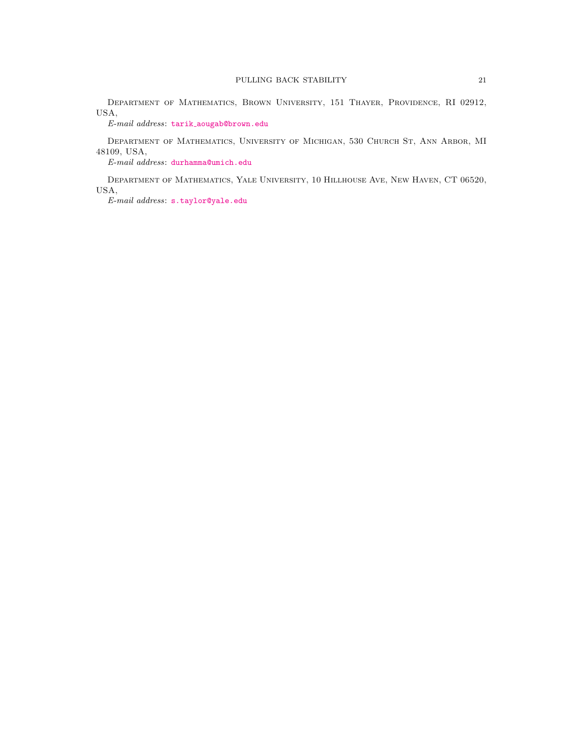Department of Mathematics, Brown University, 151 Thayer, Providence, RI 02912, USA,

*E-mail address*: tarik_aougab@brown.edu

Department of Mathematics, University of Michigan, 530 Church St, Ann Arbor, MI 48109, USA,

*E-mail address*: durhamma@umich.edu

Department of Mathematics, Yale University, 10 Hillhouse Ave, New Haven, CT 06520, USA,

*E-mail address*: s.taylor@yale.edu